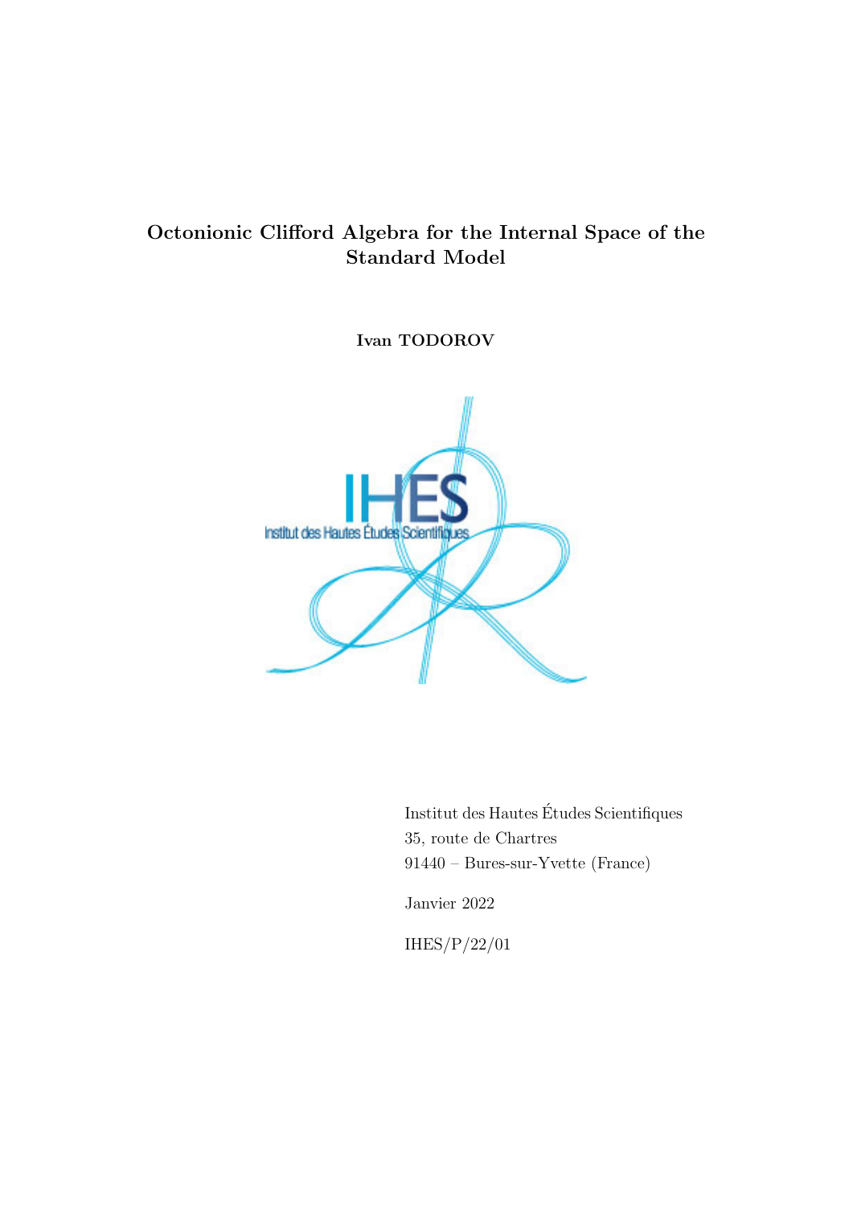# Octonionic Clifford Algebra for the Internal Space of the Standard Model

**Ivan TODOROV**

Institut des Hautes Études Scientifiques
35, route de Chartres
91440 – Bures-sur-Yvette (France)

Janvier 2022

IHES/P/22/01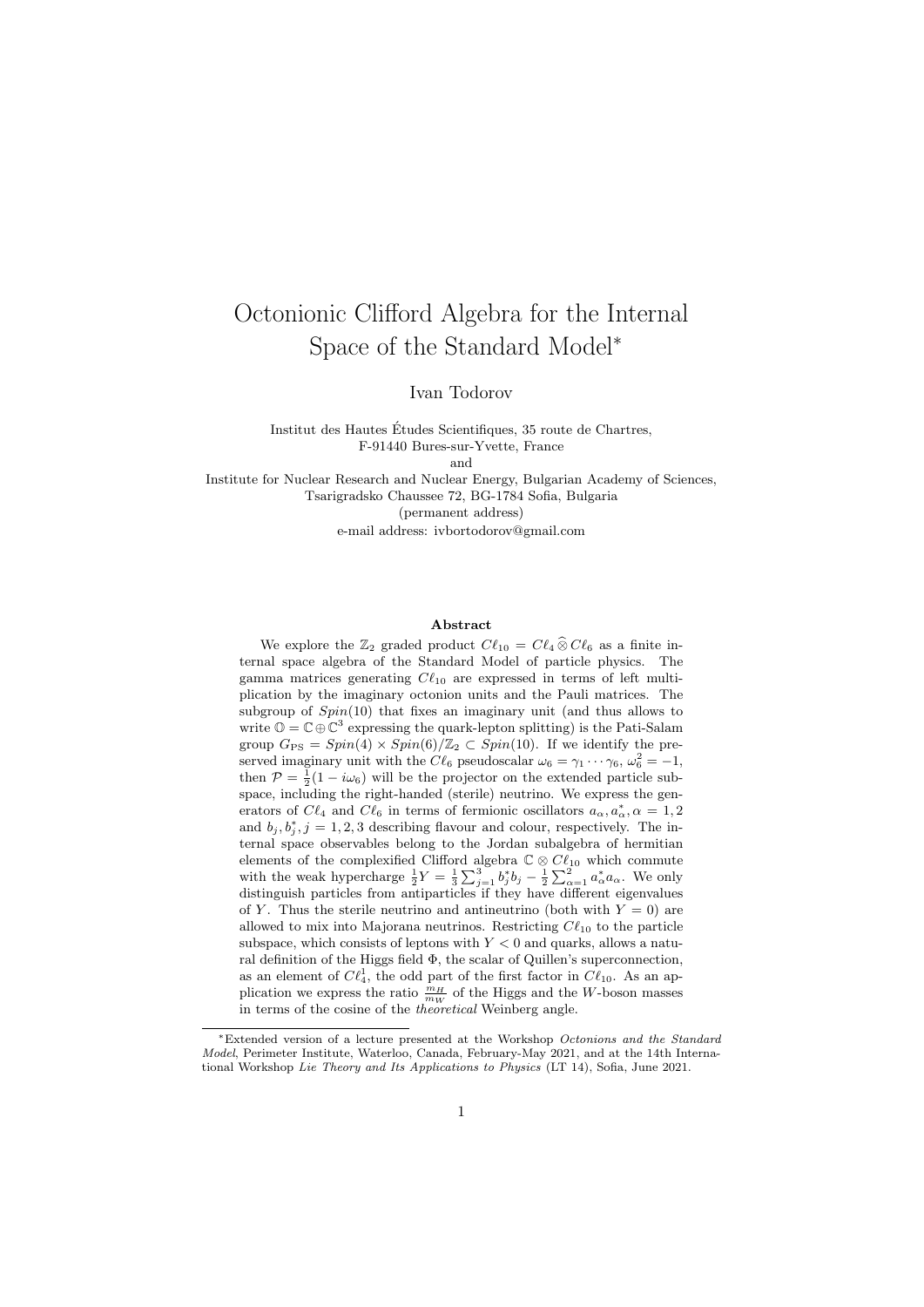# Octonionic Clifford Algebra for the Internal Space of the Standard Model*

Ivan Todorov

Institut des Hautes Études Scientifiques, 35 route de Chartres,
F-91440 Bures-sur-Yvette, France
and
Institute for Nuclear Research and Nuclear Energy, Bulgarian Academy of Sciences,
Tsarigradsko Chaussee 72, BG-1784 Sofia, Bulgaria
(permanent address)
e-mail address: ivbortodorov@gmail.com

## Abstract

We explore the $\mathbb{Z}_2$ graded product $C\ell_{10} = C\ell_4 \hat{\otimes} C\ell_6$ as a finite internal space algebra of the Standard Model of particle physics. The gamma matrices generating $C\ell_{10}$ are expressed in terms of left multiplication by the imaginary octonion units and the Pauli matrices. The subgroup of $Spin(10)$ that fixes an imaginary unit (and thus allows to write $\mathbb{O} = \mathbb{C} \oplus \mathbb{C}^3$ expressing the quark-lepton splitting) is the Pati-Salam group $G_{\mathrm{PS}} = Spin(4) \times Spin(6)/\mathbb{Z}_2 \subset Spin(10)$. If we identify the preserved imaginary unit with the $C\ell_6$ pseudoscalar $\omega_6 = \gamma_1 \cdots \gamma_6$, $\omega_6^2 = -1$, then $\mathcal{P} = \frac{1}{2}(1 - i\omega_6)$ will be the projector on the extended particle subspace, including the right-handed (sterile) neutrino. We express the generators of $C\ell_4$ and $C\ell_6$ in terms of fermionic oscillators $a_\alpha, a_\alpha^*, \alpha = 1, 2$ and $b_j, b_j^*, j = 1, 2, 3$ describing flavour and colour, respectively. The internal space observables belong to the Jordan subalgebra of hermitian elements of the complexified Clifford algebra $\mathbb{C} \otimes C\ell_{10}$ which commute with the weak hypercharge $\frac{1}{2}Y = \frac{1}{3}\sum_{j=1}^{3} b_j^* b_j - \frac{1}{2}\sum_{\alpha=1}^{2} a_\alpha^* a_\alpha$. We only distinguish particles from antiparticles if they have different eigenvalues of $Y$. Thus the sterile neutrino and antineutrino (both with $Y = 0$) are allowed to mix into Majorana neutrinos. Restricting $C\ell_{10}$ to the particle subspace, which consists of leptons with $Y < 0$ and quarks, allows a natural definition of the Higgs field $\Phi$, the scalar of Quillen's superconnection, as an element of $C\ell_4^1$, the odd part of the first factor in $C\ell_{10}$. As an application we express the ratio $\frac{m_H}{m_W}$ of the Higgs and the $W$-boson masses in terms of the cosine of the *theoretical* Weinberg angle.

---

*Extended version of a lecture presented at the Workshop *Octonions and the Standard Model*, Perimeter Institute, Waterloo, Canada, February-May 2021, and at the 14th International Workshop *Lie Theory and Its Applications to Physics* (LT 14), Sofia, June 2021.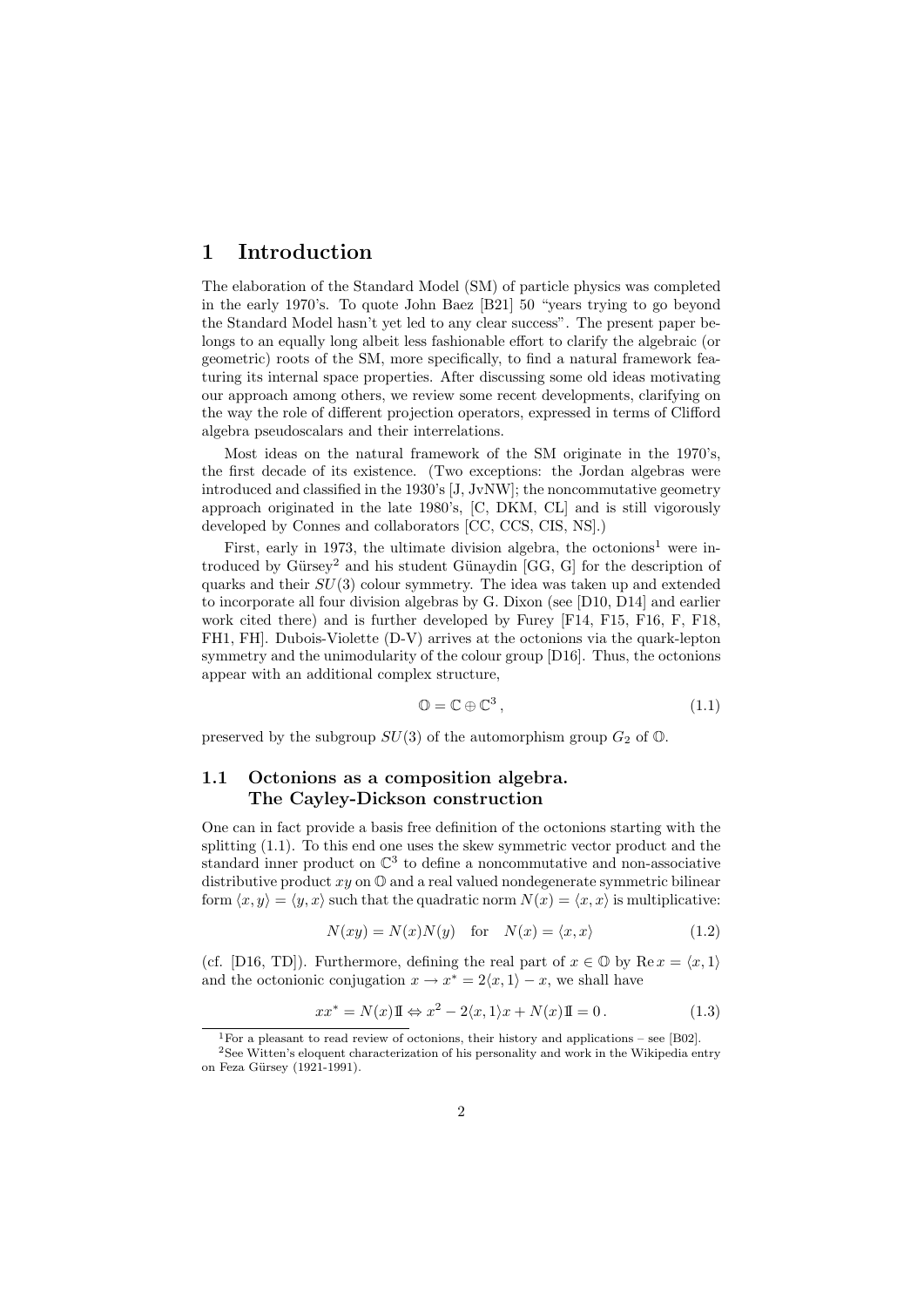# 1 Introduction

The elaboration of the Standard Model (SM) of particle physics was completed in the early 1970's. To quote John Baez [B21] 50 "years trying to go beyond the Standard Model hasn't yet led to any clear success". The present paper belongs to an equally long albeit less fashionable effort to clarify the algebraic (or geometric) roots of the SM, more specifically, to find a natural framework featuring its internal space properties. After discussing some old ideas motivating our approach among others, we review some recent developments, clarifying on the way the role of different projection operators, expressed in terms of Clifford algebra pseudoscalars and their interrelations.

Most ideas on the natural framework of the SM originate in the 1970's, the first decade of its existence. (Two exceptions: the Jordan algebras were introduced and classified in the 1930's [J, JvNW]; the noncommutative geometry approach originated in the late 1980's, [C, DKM, CL] and is still vigorously developed by Connes and collaborators [CC, CCS, CIS, NS].)

First, early in 1973, the ultimate division algebra, the octonions[1] were introduced by Gürsey[2] and his student Günaydin [GG, G] for the description of quarks and their $SU(3)$ colour symmetry. The idea was taken up and extended to incorporate all four division algebras by G. Dixon (see [D10, D14] and earlier work cited there) and is further developed by Furey [F14, F15, F16, F, F18, FH1, FH]. Dubois-Violette (D-V) arrives at the octonions via the quark-lepton symmetry and the unimodularity of the colour group [D16]. Thus, the octonions appear with an additional complex structure,

$$\mathbb{O} = \mathbb{C} \oplus \mathbb{C}^3 , \tag{1.1}$$

preserved by the subgroup $SU(3)$ of the automorphism group $G_2$ of $\mathbb{O}$.

## 1.1 Octonions as a composition algebra. The Cayley-Dickson construction

One can in fact provide a basis free definition of the octonions starting with the splitting (1.1). To this end one uses the skew symmetric vector product and the standard inner product on $\mathbb{C}^3$ to define a noncommutative and non-associative distributive product $xy$ on $\mathbb{O}$ and a real valued nondegenerate symmetric bilinear form $\langle x, y\rangle = \langle y, x\rangle$ such that the quadratic norm $N(x) = \langle x, x\rangle$ is multiplicative:

$$N(xy) = N(x)N(y) \quad \text{for} \quad N(x) = \langle x, x\rangle \tag{1.2}$$

(cf. [D16, TD]). Furthermore, defining the real part of $x \in \mathbb{O}$ by $\operatorname{Re} x = \langle x, 1\rangle$ and the octonionic conjugation $x \to x^* = 2\langle x, 1\rangle - x$, we shall have

$$xx^* = N(x)\mathbb{1} \Leftrightarrow x^2 - 2\langle x, 1\rangle x + N(x)\mathbb{1} = 0 \, . \tag{1.3}$$

[1] For a pleasant to read review of octonions, their history and applications – see [B02].

[2] See Witten's eloquent characterization of his personality and work in the Wikipedia entry on Feza Gürsey (1921-1991).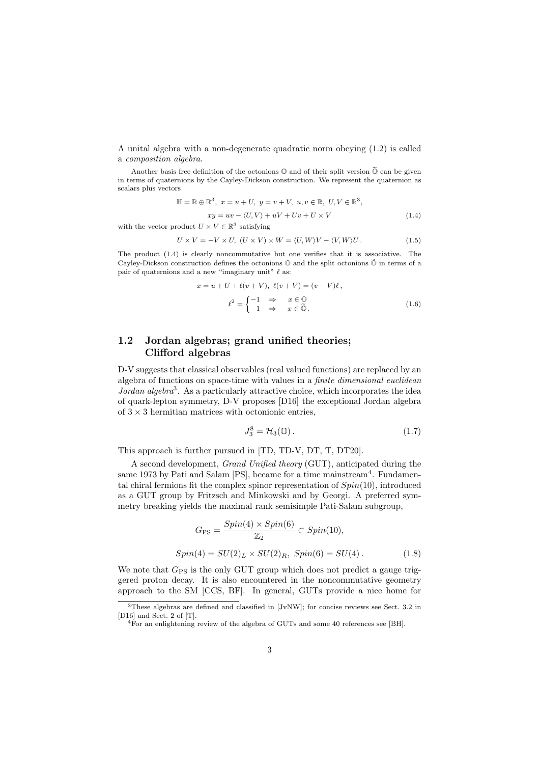A unital algebra with a non-degenerate quadratic norm obeying (1.2) is called a *composition algebra*.

Another basis free definition of the octonions $\mathbb{O}$ and of their split version $\widetilde{\mathbb{O}}$ can be given in terms of quaternions by the Cayley-Dickson construction. We represent the quaternion as scalars plus vectors

$$\mathbb{H} = \mathbb{R} \oplus \mathbb{R}^3,\ x = u + U,\ y = v + V,\ u, v \in \mathbb{R},\ U, V \in \mathbb{R}^3,$$
$$xy = uv - \langle U, V \rangle + uV + Uv + U \times V \tag{1.4}$$

with the vector product $U \times V \in \mathbb{R}^3$ satisfying

$$U \times V = -V \times U,\ (U \times V) \times W = \langle U, W \rangle V - \langle V, W \rangle U\,. \tag{1.5}$$

The product (1.4) is clearly noncommutative but one verifies that it is associative. The Cayley-Dickson construction defines the octonions $\mathbb{O}$ and the split octonions $\widetilde{\mathbb{O}}$ in terms of a pair of quaternions and a new "imaginary unit" $\ell$ as:

$$x = u + U + \ell(v + V),\ \ell(v + V) = (v - V)\ell\,,$$
$$\ell^2 = \begin{cases} -1 & \Rightarrow \quad x \in \mathbb{O} \\ \ \ 1 & \Rightarrow \quad x \in \widetilde{\mathbb{O}}\,. \end{cases} \tag{1.6}$$

## 1.2 Jordan algebras; grand unified theories; Clifford algebras

D-V suggests that classical observables (real valued functions) are replaced by an algebra of functions on space-time with values in a *finite dimensional euclidean Jordan algebra*[3]. As a particularly attractive choice, which incorporates the idea of quark-lepton symmetry, D-V proposes [D16] the exceptional Jordan algebra of $3 \times 3$ hermitian matrices with octonionic entries,

$$J_3^8 = \mathcal{H}_3(\mathbb{O})\,. \tag{1.7}$$

This approach is further pursued in [TD, TD-V, DT, T, DT20].

A second development, *Grand Unified theory* (GUT), anticipated during the same 1973 by Pati and Salam [PS], became for a time mainstream[4]. Fundamental chiral fermions fit the complex spinor representation of $Spin(10)$, introduced as a GUT group by Fritzsch and Minkowski and by Georgi. A preferred symmetry breaking yields the maximal rank semisimple Pati-Salam subgroup,

$$G_{\text{PS}} = \frac{Spin(4) \times Spin(6)}{\mathbb{Z}_2} \subset Spin(10),$$
$$Spin(4) = SU(2)_L \times SU(2)_R,\ Spin(6) = SU(4)\,. \tag{1.8}$$

We note that $G_{\text{PS}}$ is the only GUT group which does not predict a gauge triggered proton decay. It is also encountered in the noncommutative geometry approach to the SM [CCS, BF]. In general, GUTs provide a nice home for

[3] These algebras are defined and classified in [JvNW]; for concise reviews see Sect. 3.2 in [D16] and Sect. 2 of [T].

[4] For an enlightening review of the algebra of GUTs and some 40 references see [BH].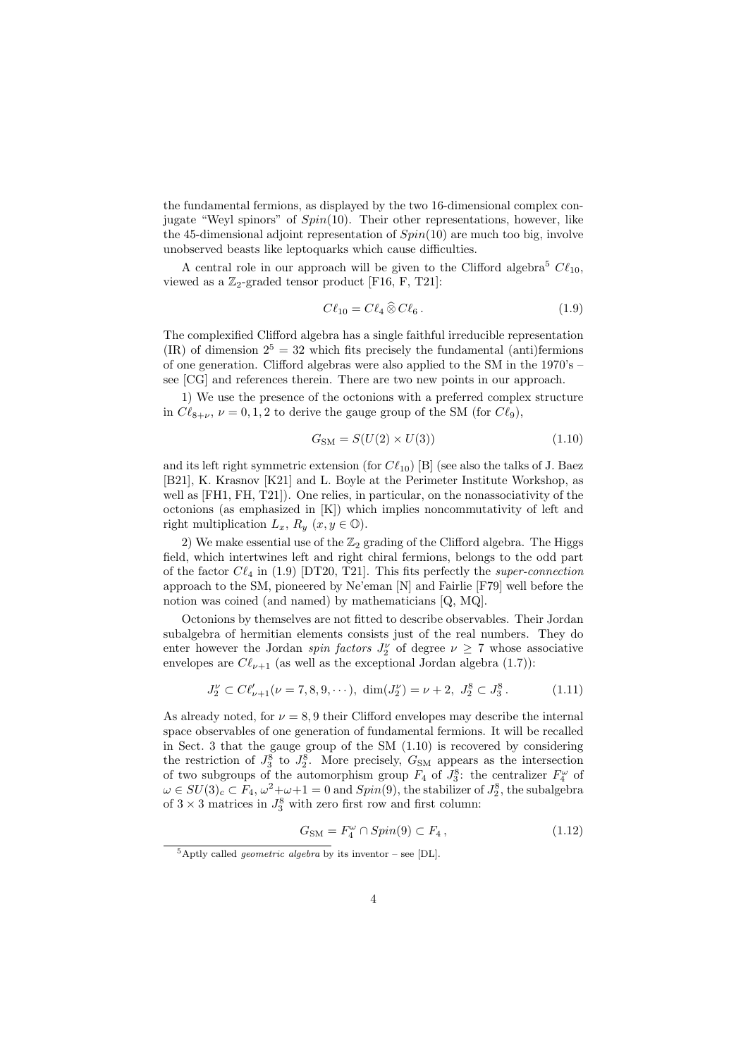the fundamental fermions, as displayed by the two 16-dimensional complex conjugate "Weyl spinors" of $Spin(10)$. Their other representations, however, like the 45-dimensional adjoint representation of $Spin(10)$ are much too big, involve unobserved beasts like leptoquarks which cause difficulties.

A central role in our approach will be given to the Clifford algebra[5] $C\ell_{10}$, viewed as a $\mathbb{Z}_2$-graded tensor product [F16, F, T21]:

$$C\ell_{10} = C\ell_4 \,\widehat{\otimes}\, C\ell_6 \,. \tag{1.9}$$

The complexified Clifford algebra has a single faithful irreducible representation (IR) of dimension $2^5 = 32$ which fits precisely the fundamental (anti)fermions of one generation. Clifford algebras were also applied to the SM in the 1970's – see [CG] and references therein. There are two new points in our approach.

1) We use the presence of the octonions with a preferred complex structure in $C\ell_{8+\nu}$, $\nu = 0, 1, 2$ to derive the gauge group of the SM (for $C\ell_9$),

$$G_{\rm SM} = S(U(2) \times U(3)) \tag{1.10}$$

and its left right symmetric extension (for $C\ell_{10}$) [B] (see also the talks of J. Baez [B21], K. Krasnov [K21] and L. Boyle at the Perimeter Institute Workshop, as well as [FH1, FH, T21]). One relies, in particular, on the nonassociativity of the octonions (as emphasized in [K]) which implies noncommutativity of left and right multiplication $L_x$, $R_y$ $(x, y \in \mathbb{O})$.

2) We make essential use of the $\mathbb{Z}_2$ grading of the Clifford algebra. The Higgs field, which intertwines left and right chiral fermions, belongs to the odd part of the factor $C\ell_4$ in (1.9) [DT20, T21]. This fits perfectly the *super-connection* approach to the SM, pioneered by Ne'eman [N] and Fairlie [F79] well before the notion was coined (and named) by mathematicians [Q, MQ].

Octonions by themselves are not fitted to describe observables. Their Jordan subalgebra of hermitian elements consists just of the real numbers. They do enter however the Jordan *spin factors* $J_2^\nu$ of degree $\nu \geq 7$ whose associative envelopes are $C\ell_{\nu+1}$ (as well as the exceptional Jordan algebra (1.7)):

$$J_2^\nu \subset C\ell'_{\nu+1}(\nu = 7, 8, 9, \cdots),\ \dim(J_2^\nu) = \nu + 2,\ J_2^8 \subset J_3^8 \,. \tag{1.11}$$

As already noted, for $\nu = 8, 9$ their Clifford envelopes may describe the internal space observables of one generation of fundamental fermions. It will be recalled in Sect. 3 that the gauge group of the SM (1.10) is recovered by considering the restriction of $J_3^8$ to $J_2^8$. More precisely, $G_{\rm SM}$ appears as the intersection of two subgroups of the automorphism group $F_4$ of $J_3^8$: the centralizer $F_4^\omega$ of $\omega \in SU(3)_c \subset F_4$, $\omega^2 + \omega + 1 = 0$ and $Spin(9)$, the stabilizer of $J_2^8$, the subalgebra of $3 \times 3$ matrices in $J_3^8$ with zero first row and first column:

$$G_{\rm SM} = F_4^\omega \cap Spin(9) \subset F_4 \,, \tag{1.12}$$

[5] Aptly called *geometric algebra* by its inventor – see [DL].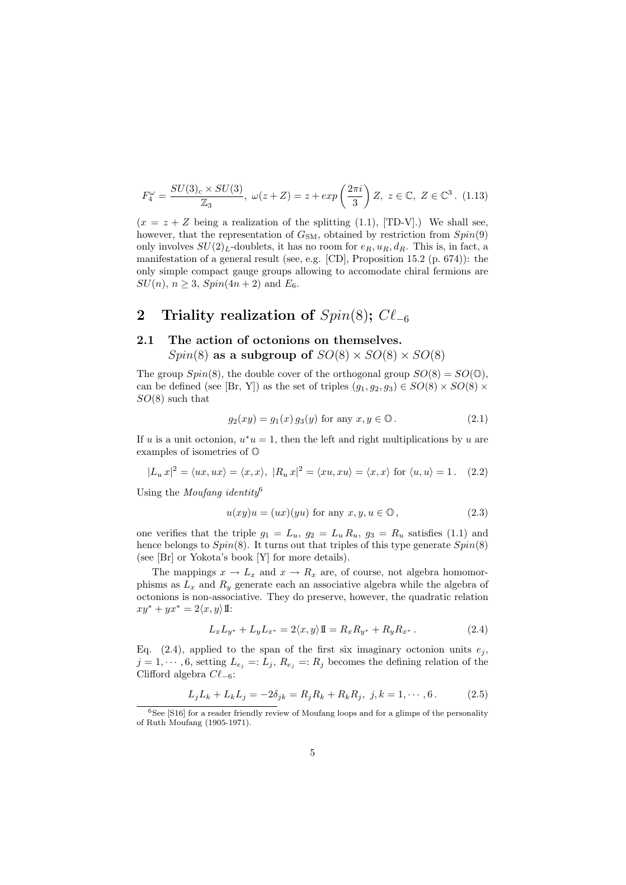$$F_4^\omega = \frac{SU(3)_c \times SU(3)}{\mathbb{Z}_3},\ \omega(z+Z) = z + exp\left(\frac{2\pi i}{3}\right) Z,\ z \in \mathbb{C},\ Z \in \mathbb{C}^3 . \quad (1.13)$$

($x = z + Z$ being a realization of the splitting (1.1), [TD-V].) We shall see, however, that the representation of $G_{\rm SM}$, obtained by restriction from $Spin(9)$ only involves $SU(2)_L$-doublets, it has no room for $e_R, u_R, d_R$. This is, in fact, a manifestation of a general result (see, e.g. [CD], Proposition 15.2 (p. 674)): the only simple compact gauge groups allowing to accomodate chiral fermions are $SU(n)$, $n \geq 3$, $Spin(4n+2)$ and $E_6$.

# 2 Triality realization of $Spin(8)$; $C\ell_{-6}$

## 2.1 The action of octonions on themselves. $Spin(8)$ as a subgroup of $SO(8) \times SO(8) \times SO(8)$

The group $Spin(8)$, the double cover of the orthogonal group $SO(8) = SO(\mathbb{O})$, can be defined (see [Br, Y]) as the set of triples $(g_1, g_2, g_3) \in SO(8) \times SO(8) \times SO(8)$ such that

$$g_2(xy) = g_1(x)\, g_3(y) \text{ for any } x, y \in \mathbb{O} . \quad (2.1)$$

If $u$ is a unit octonion, $u^*u = 1$, then the left and right multiplications by $u$ are examples of isometries of $\mathbb{O}$

$$|L_u\, x|^2 = \langle ux, ux\rangle = \langle x, x\rangle,\ |R_u\, x|^2 = \langle xu, xu\rangle = \langle x, x\rangle \text{ for } \langle u, u\rangle = 1 . \quad (2.2)$$

Using the *Moufang identity*[6]

$$u(xy)u = (ux)(yu) \text{ for any } x, y, u \in \mathbb{O} , \quad (2.3)$$

one verifies that the triple $g_1 = L_u$, $g_2 = L_u\, R_u$, $g_3 = R_u$ satisfies (1.1) and hence belongs to $Spin(8)$. It turns out that triples of this type generate $Spin(8)$ (see [Br] or Yokota's book [Y] for more details).

The mappings $x \to L_x$ and $x \to R_x$ are, of course, not algebra homomorphisms as $L_x$ and $R_y$ generate each an associative algebra while the algebra of octonions is non-associative. They do preserve, however, the quadratic relation $xy^* + yx^* = 2\langle x, y\rangle \mathbb{I}$:

$$L_x L_{y^*} + L_y L_{x^*} = 2\langle x, y\rangle \mathbb{I} = R_x R_{y^*} + R_y R_{x^*} . \quad (2.4)$$

Eq. (2.4), applied to the span of the first six imaginary octonion units $e_j$, $j = 1, \cdots, 6$, setting $L_{e_j} =: L_j$, $R_{e_j} =: R_j$ becomes the defining relation of the Clifford algebra $C\ell_{-6}$:

$$L_j L_k + L_k L_j = -2\delta_{jk} = R_j R_k + R_k R_j,\ j, k = 1, \cdots, 6 . \quad (2.5)$$

[6] See [S16] for a reader friendly review of Moufang loops and for a glimps of the personality of Ruth Moufang (1905-1971).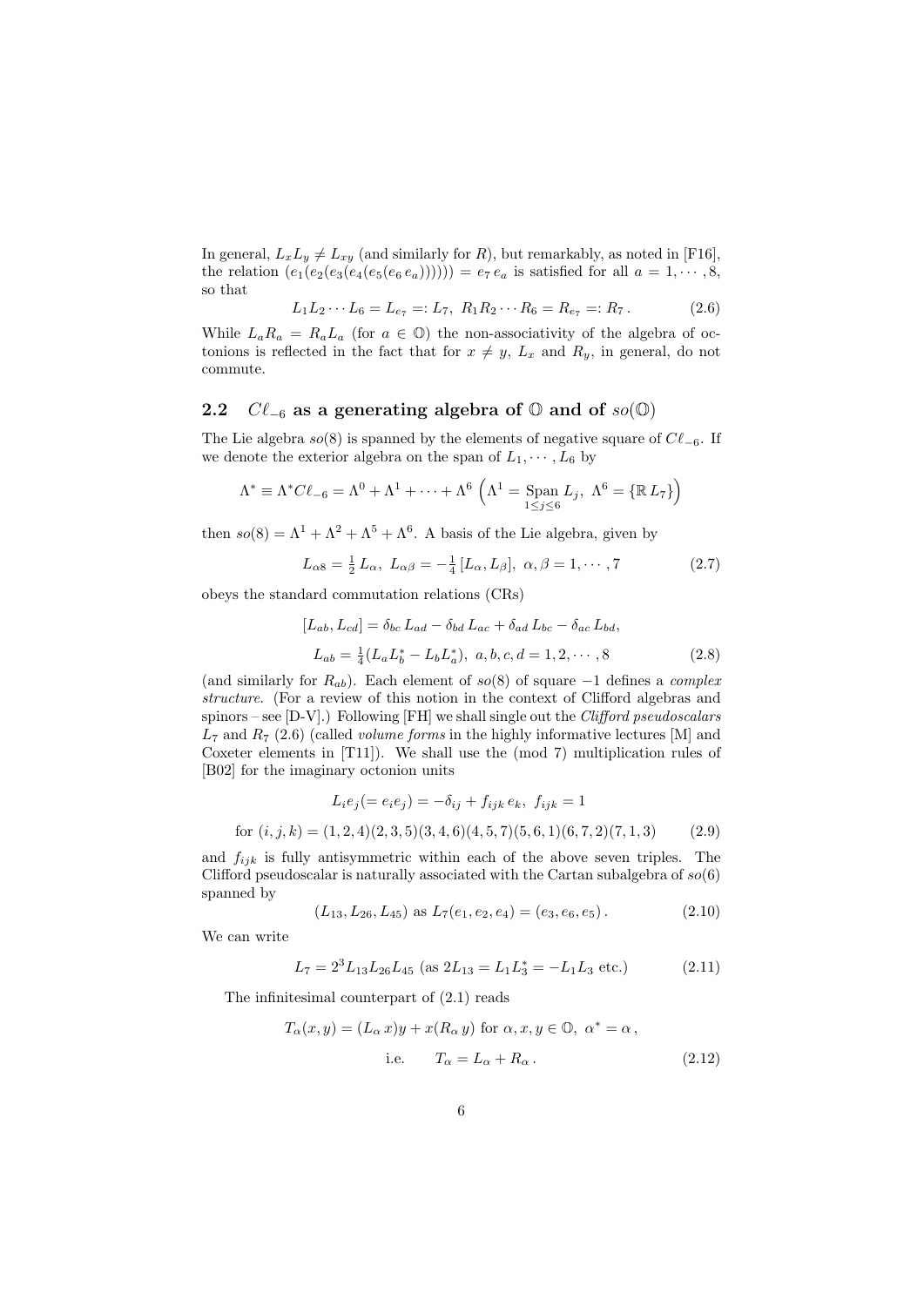In general, $L_x L_y \neq L_{xy}$ (and similarly for $R$), but remarkably, as noted in [F16], the relation $(e_1(e_2(e_3(e_4(e_5(e_6\, e_a)))))) = e_7\, e_a$ is satisfied for all $a = 1, \cdots, 8$, so that

$$L_1 L_2 \cdots L_6 = L_{e_7} =: L_7,\; R_1 R_2 \cdots R_6 = R_{e_7} =: R_7\,. \tag{2.6}$$

While $L_a R_a = R_a L_a$ (for $a \in \mathbb{O}$) the non-associativity of the algebra of octonions is reflected in the fact that for $x \neq y$, $L_x$ and $R_y$, in general, do not commute.

## 2.2 $C\ell_{-6}$ as a generating algebra of $\mathbb{O}$ and of $so(\mathbb{O})$

The Lie algebra $so(8)$ is spanned by the elements of negative square of $C\ell_{-6}$. If we denote the exterior algebra on the span of $L_1, \cdots, L_6$ by

$$\Lambda^* \equiv \Lambda^* C\ell_{-6} = \Lambda^0 + \Lambda^1 + \cdots + \Lambda^6 \;\left(\Lambda^1 = \underset{1\leq j\leq 6}{\mathrm{Span}}\, L_j,\; \Lambda^6 = \{\mathbb{R}\, L_7\}\right)$$

then $so(8) = \Lambda^1 + \Lambda^2 + \Lambda^5 + \Lambda^6$. A basis of the Lie algebra, given by

$$L_{\alpha 8} = \tfrac{1}{2}\, L_\alpha,\; L_{\alpha\beta} = -\tfrac{1}{4}\,[L_\alpha, L_\beta],\; \alpha, \beta = 1, \cdots, 7 \tag{2.7}$$

obeys the standard commutation relations (CRs)

$$[L_{ab}, L_{cd}] = \delta_{bc}\, L_{ad} - \delta_{bd}\, L_{ac} + \delta_{ad}\, L_{bc} - \delta_{ac}\, L_{bd},$$

$$L_{ab} = \tfrac{1}{4}(L_a L_b^* - L_b L_a^*),\; a, b, c, d = 1, 2, \cdots, 8 \tag{2.8}$$

(and similarly for $R_{ab}$). Each element of $so(8)$ of square $-1$ defines a *complex structure*. (For a review of this notion in the context of Clifford algebras and spinors – see [D-V].) Following [FH] we shall single out the *Clifford pseudoscalars* $L_7$ and $R_7$ (2.6) (called *volume forms* in the highly informative lectures [M] and Coxeter elements in [T11]). We shall use the (mod 7) multiplication rules of [B02] for the imaginary octonion units

$$L_i e_j (= e_i e_j) = -\delta_{ij} + f_{ijk}\, e_k,\; f_{ijk} = 1$$

$$\text{for } (i, j, k) = (1, 2, 4)(2, 3, 5)(3, 4, 6)(4, 5, 7)(5, 6, 1)(6, 7, 2)(7, 1, 3) \tag{2.9}$$

and $f_{ijk}$ is fully antisymmetric within each of the above seven triples. The Clifford pseudoscalar is naturally associated with the Cartan subalgebra of $so(6)$ spanned by

$$(L_{13}, L_{26}, L_{45}) \text{ as } L_7(e_1, e_2, e_4) = (e_3, e_6, e_5)\,. \tag{2.10}$$

We can write

$$L_7 = 2^3 L_{13} L_{26} L_{45} \text{ (as } 2L_{13} = L_1 L_3^* = -L_1 L_3 \text{ etc.)} \tag{2.11}$$

The infinitesimal counterpart of (2.1) reads

$$T_\alpha(x, y) = (L_\alpha\, x) y + x(R_\alpha\, y) \text{ for } \alpha, x, y \in \mathbb{O},\; \alpha^* = \alpha\,,$$

$$\text{i.e.} \qquad T_\alpha = L_\alpha + R_\alpha\,. \tag{2.12}$$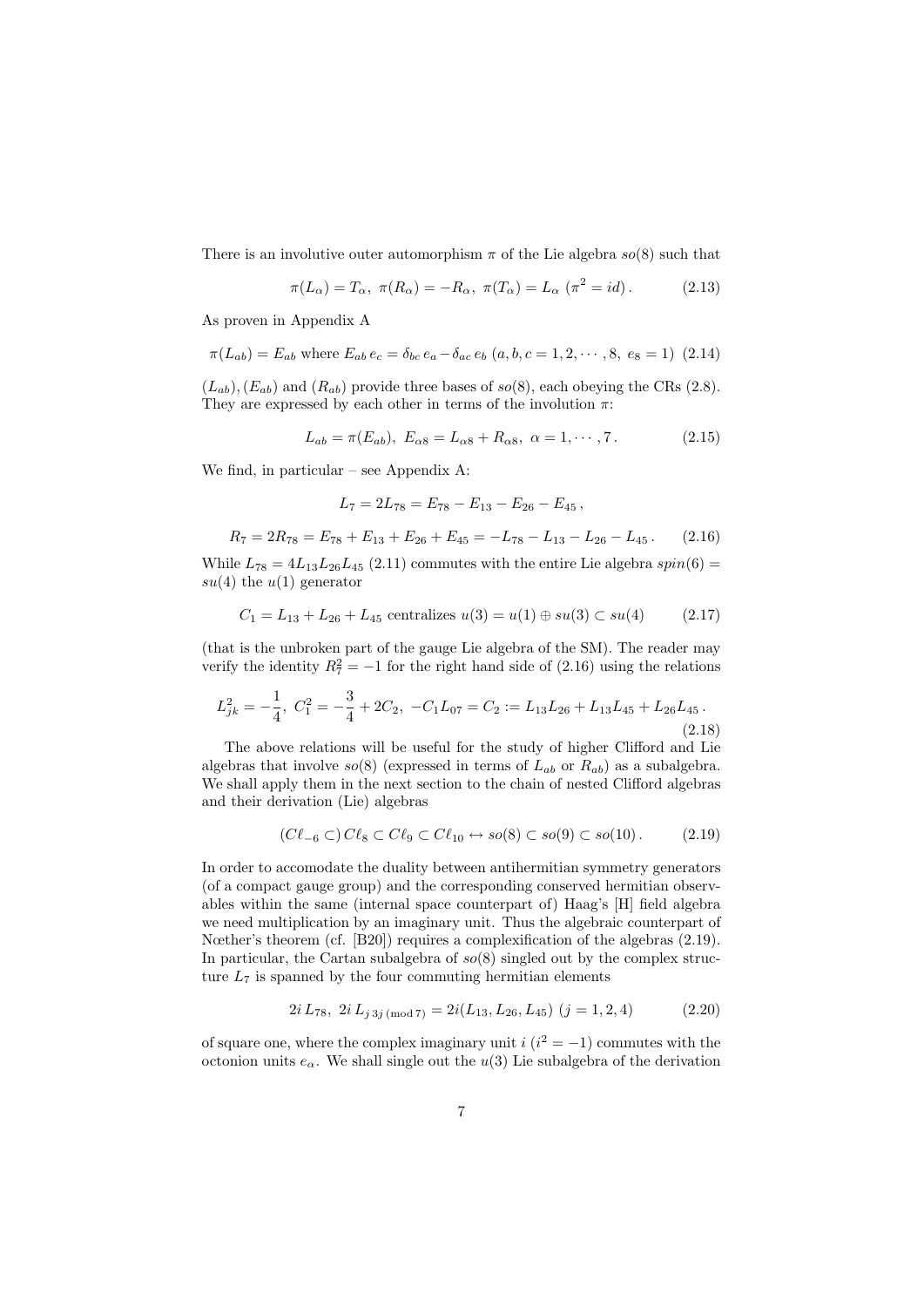There is an involutive outer automorphism $\pi$ of the Lie algebra $so(8)$ such that

$$\pi(L_\alpha) = T_\alpha,\ \pi(R_\alpha) = -R_\alpha,\ \pi(T_\alpha) = L_\alpha\ (\pi^2 = id)\,. \tag{2.13}$$

As proven in Appendix A

$$\pi(L_{ab}) = E_{ab} \text{ where } E_{ab}\, e_c = \delta_{bc}\, e_a - \delta_{ac}\, e_b\ (a, b, c = 1, 2, \cdots, 8,\ e_8 = 1) \tag{2.14}$$

$(L_{ab}), (E_{ab})$ and $(R_{ab})$ provide three bases of $so(8)$, each obeying the CRs (2.8). They are expressed by each other in terms of the involution $\pi$:

$$L_{ab} = \pi(E_{ab}),\ E_{\alpha 8} = L_{\alpha 8} + R_{\alpha 8},\ \alpha = 1, \cdots, 7\,. \tag{2.15}$$

We find, in particular – see Appendix A:

$$L_7 = 2L_{78} = E_{78} - E_{13} - E_{26} - E_{45}\,,$$

$$R_7 = 2R_{78} = E_{78} + E_{13} + E_{26} + E_{45} = -L_{78} - L_{13} - L_{26} - L_{45}\,. \tag{2.16}$$

While $L_{78} = 4L_{13}L_{26}L_{45}$ (2.11) commutes with the entire Lie algebra $spin(6) = su(4)$ the $u(1)$ generator

$$C_1 = L_{13} + L_{26} + L_{45} \text{ centralizes } u(3) = u(1) \oplus su(3) \subset su(4) \tag{2.17}$$

(that is the unbroken part of the gauge Lie algebra of the SM). The reader may verify the identity $R_7^2 = -1$ for the right hand side of (2.16) using the relations

$$L_{jk}^2 = -\frac{1}{4},\ C_1^2 = -\frac{3}{4} + 2C_2,\ -C_1 L_{07} = C_2 := L_{13}L_{26} + L_{13}L_{45} + L_{26}L_{45}\,. \tag{2.18}$$

The above relations will be useful for the study of higher Clifford and Lie algebras that involve $so(8)$ (expressed in terms of $L_{ab}$ or $R_{ab}$) as a subalgebra. We shall apply them in the next section to the chain of nested Clifford algebras and their derivation (Lie) algebras

$$(C\ell_{-6} \subset)\, C\ell_8 \subset C\ell_9 \subset C\ell_{10} \leftrightarrow so(8) \subset so(9) \subset so(10)\,. \tag{2.19}$$

In order to accomodate the duality between antihermitian symmetry generators (of a compact gauge group) and the corresponding conserved hermitian observables within the same (internal space counterpart of) Haag's [H] field algebra we need multiplication by an imaginary unit. Thus the algebraic counterpart of Nœther's theorem (cf. [B20]) requires a complexification of the algebras (2.19). In particular, the Cartan subalgebra of $so(8)$ singled out by the complex structure $L_7$ is spanned by the four commuting hermitian elements

$$2i\, L_{78},\ 2i\, L_{j\, 3j\, (\mathrm{mod}\, 7)} = 2i(L_{13}, L_{26}, L_{45})\ (j = 1, 2, 4) \tag{2.20}$$

of square one, where the complex imaginary unit $i$ ($i^2 = -1$) commutes with the octonion units $e_\alpha$. We shall single out the $u(3)$ Lie subalgebra of the derivation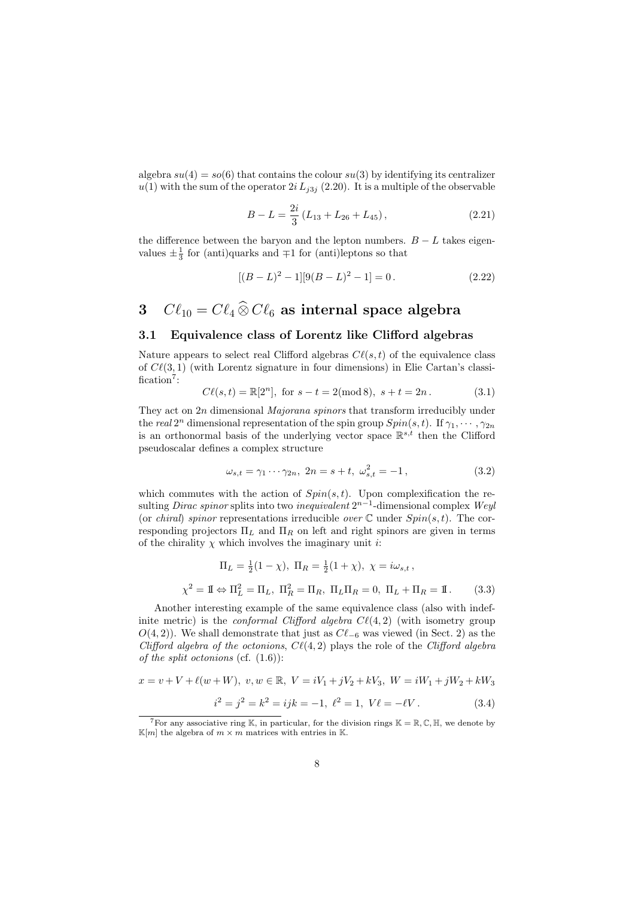algebra $su(4) = so(6)$ that contains the colour $su(3)$ by identifying its centralizer $u(1)$ with the sum of the operator $2i\, L_{j3j}$ (2.20). It is a multiple of the observable

$$B - L = \frac{2i}{3}\left(L_{13} + L_{26} + L_{45}\right), \tag{2.21}$$

the difference between the baryon and the lepton numbers. $B - L$ takes eigenvalues $\pm\frac{1}{3}$ for (anti)quarks and $\mp 1$ for (anti)leptons so that

$$[(B-L)^2 - 1][9(B-L)^2 - 1] = 0\,. \tag{2.22}$$

# 3 $C\ell_{10} = C\ell_4 \,\widehat{\otimes}\, C\ell_6$ as internal space algebra

## 3.1 Equivalence class of Lorentz like Clifford algebras

Nature appears to select real Clifford algebras $C\ell(s,t)$ of the equivalence class of $C\ell(3,1)$ (with Lorentz signature in four dimensions) in Elie Cartan's classification[7]:

$$C\ell(s,t) = \mathbb{R}[2^n],\ \text{for } s - t = 2(\text{mod}\, 8),\ s + t = 2n\,. \tag{3.1}$$

They act on $2n$ dimensional *Majorana spinors* that transform irreducibly under the *real* $2^n$ dimensional representation of the spin group $Spin(s,t)$. If $\gamma_1, \cdots, \gamma_{2n}$ is an orthonormal basis of the underlying vector space $\mathbb{R}^{s,t}$ then the Clifford pseudoscalar defines a complex structure

$$\omega_{s,t} = \gamma_1 \cdots \gamma_{2n},\ 2n = s + t,\ \omega_{s,t}^2 = -1\,, \tag{3.2}$$

which commutes with the action of $Spin(s,t)$. Upon complexification the resulting *Dirac spinor* splits into two *inequivalent* $2^{n-1}$-dimensional complex *Weyl* (or *chiral*) *spinor* representations irreducible *over* $\mathbb{C}$ under $Spin(s,t)$. The corresponding projectors $\Pi_L$ and $\Pi_R$ on left and right spinors are given in terms of the chirality $\chi$ which involves the imaginary unit $i$:

$$\Pi_L = \tfrac{1}{2}(1-\chi),\ \Pi_R = \tfrac{1}{2}(1+\chi),\ \chi = i\omega_{s,t}\,,$$

$$\chi^2 = \mathbb{I} \Leftrightarrow \Pi_L^2 = \Pi_L,\ \Pi_R^2 = \Pi_R,\ \Pi_L\Pi_R = 0,\ \Pi_L + \Pi_R = \mathbb{I}\,. \tag{3.3}$$

Another interesting example of the same equivalence class (also with indefinite metric) is the *conformal Clifford algebra* $C\ell(4,2)$ (with isometry group $O(4,2)$). We shall demonstrate that just as $C\ell_{-6}$ was viewed (in Sect. 2) as the *Clifford algebra of the octonions*, $C\ell(4,2)$ plays the role of the *Clifford algebra of the split octonions* (cf. (1.6)):

$$x = v + V + \ell(w + W),\ v, w \in \mathbb{R},\ V = iV_1 + jV_2 + kV_3,\ W = iW_1 + jW_2 + kW_3$$

$$i^2 = j^2 = k^2 = ijk = -1,\ \ell^2 = 1,\ V\ell = -\ell V\,. \tag{3.4}$$

[7] For any associative ring $\mathbb{K}$, in particular, for the division rings $\mathbb{K} = \mathbb{R}, \mathbb{C}, \mathbb{H}$, we denote by $\mathbb{K}[m]$ the algebra of $m \times m$ matrices with entries in $\mathbb{K}$.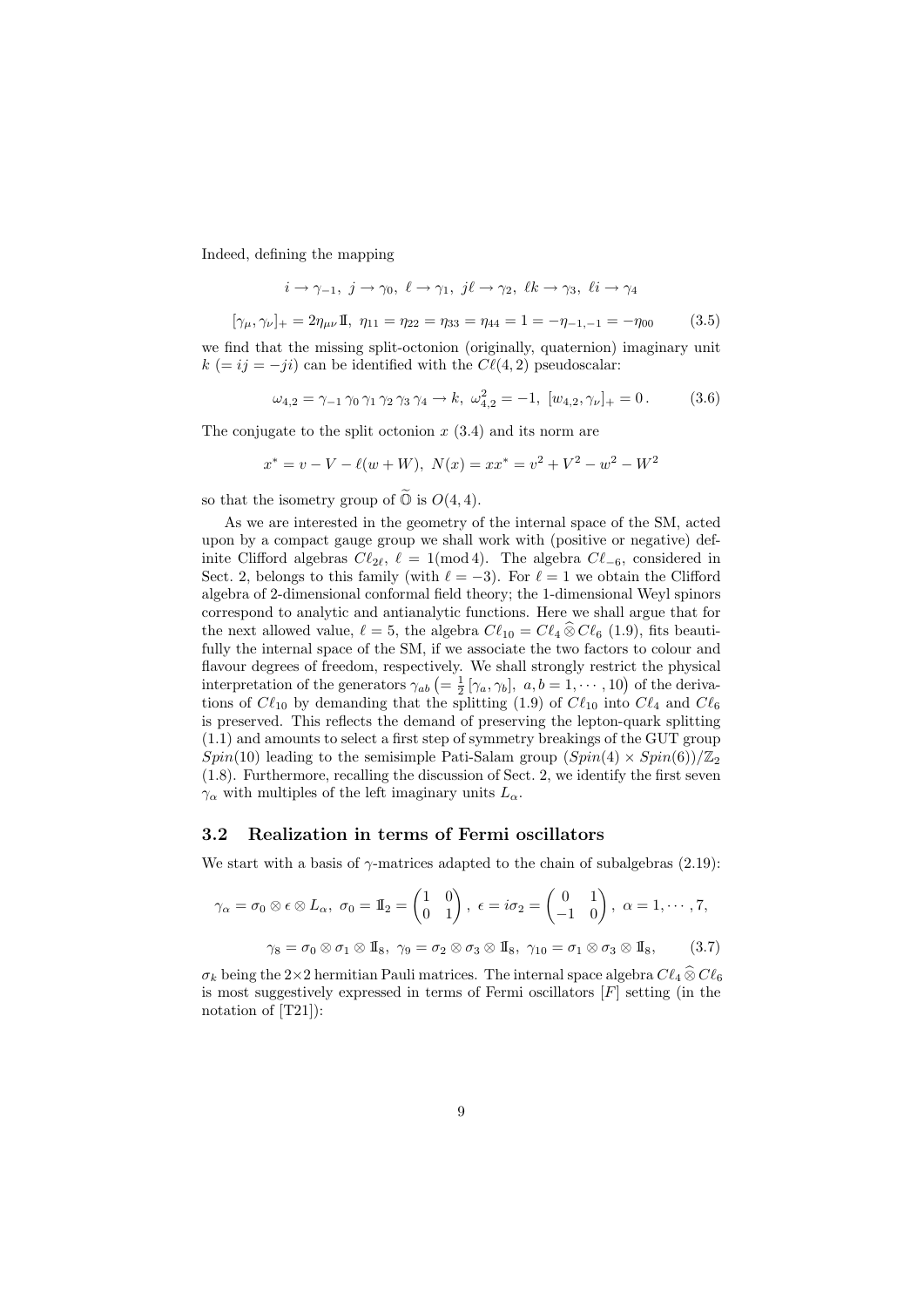Indeed, defining the mapping

$$i \to \gamma_{-1},\ j \to \gamma_0,\ \ell \to \gamma_1,\ j\ell \to \gamma_2,\ \ell k \to \gamma_3,\ \ell i \to \gamma_4$$

$$[\gamma_\mu, \gamma_\nu]_+ = 2\eta_{\mu\nu}\,\mathbb{I},\ \eta_{11} = \eta_{22} = \eta_{33} = \eta_{44} = 1 = -\eta_{-1,-1} = -\eta_{00} \qquad (3.5)$$

we find that the missing split-octonion (originally, quaternion) imaginary unit $k\ (= ij = -ji)$ can be identified with the $C\ell(4,2)$ pseudoscalar:

$$\omega_{4,2} = \gamma_{-1}\,\gamma_0\,\gamma_1\,\gamma_2\,\gamma_3\,\gamma_4 \to k,\ \omega_{4,2}^2 = -1,\ [w_{4,2}, \gamma_\nu]_+ = 0\,. \qquad (3.6)$$

The conjugate to the split octonion $x$ (3.4) and its norm are

$$x^* = v - V - \ell(w + W),\ N(x) = xx^* = v^2 + V^2 - w^2 - W^2$$

so that the isometry group of $\widetilde{\mathbb{O}}$ is $O(4,4)$.

As we are interested in the geometry of the internal space of the SM, acted upon by a compact gauge group we shall work with (positive or negative) definite Clifford algebras $C\ell_{2\ell}$, $\ell = 1(\mathrm{mod}\,4)$. The algebra $C\ell_{-6}$, considered in Sect. 2, belongs to this family (with $\ell = -3$). For $\ell = 1$ we obtain the Clifford algebra of 2-dimensional conformal field theory; the 1-dimensional Weyl spinors correspond to analytic and antianalytic functions. Here we shall argue that for the next allowed value, $\ell = 5$, the algebra $C\ell_{10} = C\ell_4 \,\widehat{\otimes}\, C\ell_6$ (1.9), fits beautifully the internal space of the SM, if we associate the two factors to colour and flavour degrees of freedom, respectively. We shall strongly restrict the physical interpretation of the generators $\gamma_{ab}\ \big(= \frac{1}{2}[\gamma_a, \gamma_b],\ a, b = 1, \cdots, 10\big)$ of the derivations of $C\ell_{10}$ by demanding that the splitting (1.9) of $C\ell_{10}$ into $C\ell_4$ and $C\ell_6$ is preserved. This reflects the demand of preserving the lepton-quark splitting (1.1) and amounts to select a first step of symmetry breakings of the GUT group $Spin(10)$ leading to the semisimple Pati-Salam group $(Spin(4) \times Spin(6))/\mathbb{Z}_2$ (1.8). Furthermore, recalling the discussion of Sect. 2, we identify the first seven $\gamma_\alpha$ with multiples of the left imaginary units $L_\alpha$.

### 3.2 Realization in terms of Fermi oscillators

We start with a basis of $\gamma$-matrices adapted to the chain of subalgebras (2.19):

$$\gamma_\alpha = \sigma_0 \otimes \epsilon \otimes L_\alpha,\ \sigma_0 = \mathbb{I}_2 = \begin{pmatrix} 1 & 0 \\ 0 & 1 \end{pmatrix},\ \epsilon = i\sigma_2 = \begin{pmatrix} 0 & 1 \\ -1 & 0 \end{pmatrix},\ \alpha = 1, \cdots, 7,$$

$$\gamma_8 = \sigma_0 \otimes \sigma_1 \otimes \mathbb{I}_8,\ \gamma_9 = \sigma_2 \otimes \sigma_3 \otimes \mathbb{I}_8,\ \gamma_{10} = \sigma_1 \otimes \sigma_3 \otimes \mathbb{I}_8, \qquad (3.7)$$

$\sigma_k$ being the $2{\times}2$ hermitian Pauli matrices. The internal space algebra $C\ell_4 \,\widehat{\otimes}\, C\ell_6$ is most suggestively expressed in terms of Fermi oscillators [F] setting (in the notation of [T21]):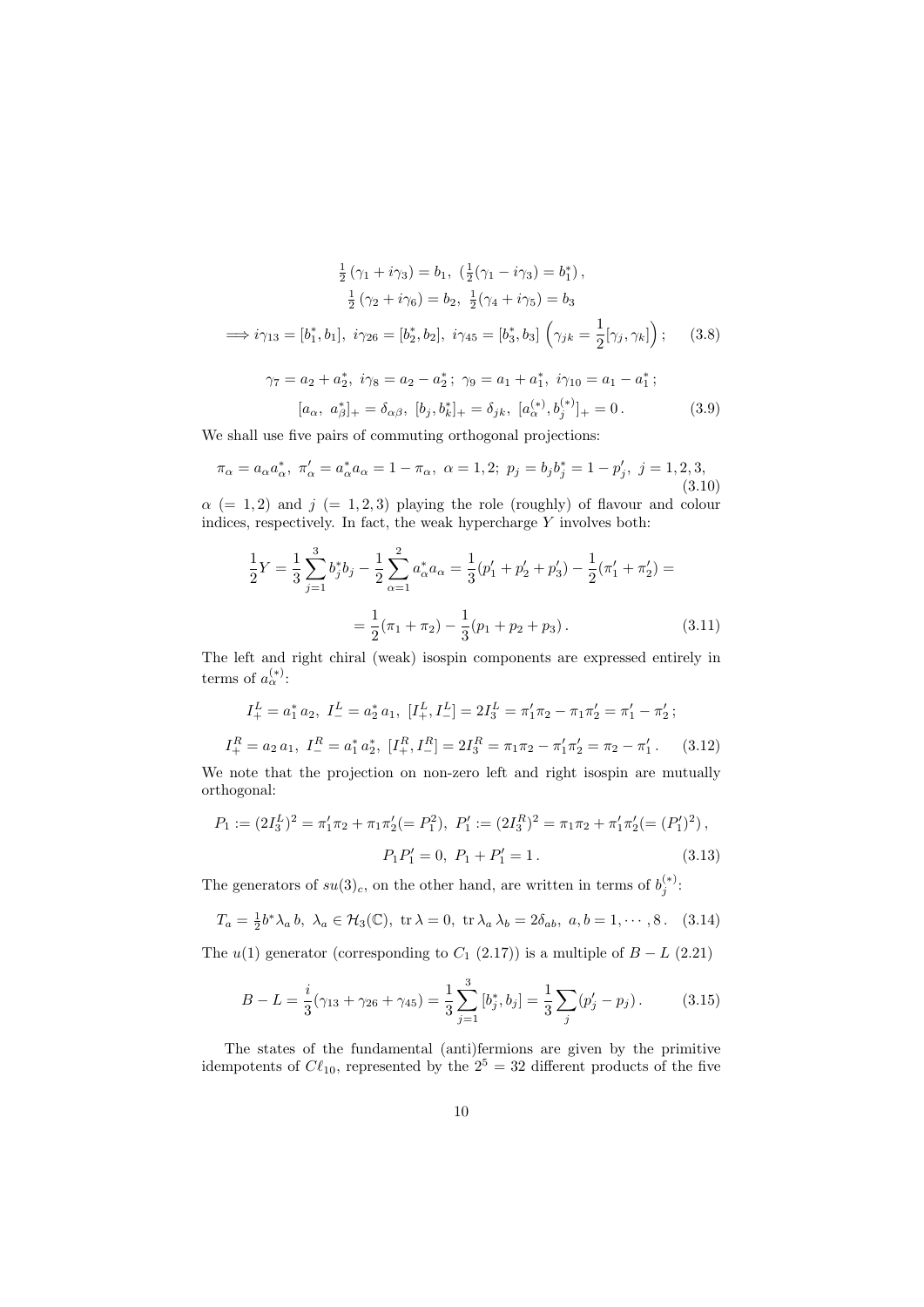$$\tfrac{1}{2}\left(\gamma_1 + i\gamma_3\right) = b_1,\ \left(\tfrac{1}{2}(\gamma_1 - i\gamma_3) = b_1^*\right),$$
$$\tfrac{1}{2}\left(\gamma_2 + i\gamma_6\right) = b_2,\ \tfrac{1}{2}\left(\gamma_4 + i\gamma_5\right) = b_3$$
$$\Longrightarrow i\gamma_{13} = [b_1^*, b_1],\ i\gamma_{26} = [b_2^*, b_2],\ i\gamma_{45} = [b_3^*, b_3]\ \left(\gamma_{jk} = \frac{1}{2}[\gamma_j, \gamma_k]\right); \tag{3.8}$$

$$\gamma_7 = a_2 + a_2^*,\ i\gamma_8 = a_2 - a_2^*;\ \gamma_9 = a_1 + a_1^*,\ i\gamma_{10} = a_1 - a_1^*;$$
$$[a_\alpha,\ a_\beta^*]_+ = \delta_{\alpha\beta},\ [b_j, b_k^*]_+ = \delta_{jk},\ [a_\alpha^{(*)}, b_j^{(*)}]_+ = 0\,. \tag{3.9}$$

We shall use five pairs of commuting orthogonal projections:

$$\pi_\alpha = a_\alpha a_\alpha^*,\ \pi'_\alpha = a_\alpha^* a_\alpha = 1 - \pi_\alpha,\ \alpha = 1,2;\ p_j = b_j b_j^* = 1 - p'_j,\ j = 1,2,3, \tag{3.10}$$

$\alpha$ $(= 1,2)$ and $j$ $(= 1,2,3)$ playing the role (roughly) of flavour and colour indices, respectively. In fact, the weak hypercharge $Y$ involves both:

$$\frac{1}{2}Y = \frac{1}{3}\sum_{j=1}^{3} b_j^* b_j - \frac{1}{2}\sum_{\alpha=1}^{2} a_\alpha^* a_\alpha = \frac{1}{3}(p'_1 + p'_2 + p'_3) - \frac{1}{2}(\pi'_1 + \pi'_2) =$$
$$= \frac{1}{2}(\pi_1 + \pi_2) - \frac{1}{3}(p_1 + p_2 + p_3)\,. \tag{3.11}$$

The left and right chiral (weak) isospin components are expressed entirely in terms of $a_\alpha^{(*)}$:

$$I_+^L = a_1^*\, a_2,\ I_-^L = a_2^*\, a_1,\ [I_+^L, I_-^L] = 2I_3^L = \pi'_1\pi_2 - \pi_1\pi'_2 = \pi'_1 - \pi'_2\,;$$
$$I_+^R = a_2\, a_1,\ I_-^R = a_1^*\, a_2^*,\ [I_+^R, I_-^R] = 2I_3^R = \pi_1\pi_2 - \pi'_1\pi'_2 = \pi_2 - \pi'_1\,. \tag{3.12}$$

We note that the projection on non-zero left and right isospin are mutually orthogonal:

$$P_1 := (2I_3^L)^2 = \pi'_1\pi_2 + \pi_1\pi'_2 (= P_1^2),\ P'_1 := (2I_3^R)^2 = \pi_1\pi_2 + \pi'_1\pi'_2 (= (P'_1)^2)\,,$$
$$P_1 P'_1 = 0,\ P_1 + P'_1 = 1\,. \tag{3.13}$$

The generators of $su(3)_c$, on the other hand, are written in terms of $b_j^{(*)}$:

$$T_a = \tfrac{1}{2} b^* \lambda_a\, b,\ \lambda_a \in \mathcal{H}_3(\mathbb{C}),\ \operatorname{tr}\lambda = 0,\ \operatorname{tr}\lambda_a\,\lambda_b = 2\delta_{ab},\ a,b = 1,\cdots,8\,. \tag{3.14}$$

The $u(1)$ generator (corresponding to $C_1$ (2.17)) is a multiple of $B - L$ (2.21)

$$B - L = \frac{i}{3}(\gamma_{13} + \gamma_{26} + \gamma_{45}) = \frac{1}{3}\sum_{j=1}^{3}[b_j^*, b_j] = \frac{1}{3}\sum_j (p'_j - p_j)\,. \tag{3.15}$$

The states of the fundamental (anti)fermions are given by the primitive idempotents of $C\ell_{10}$, represented by the $2^5 = 32$ different products of the five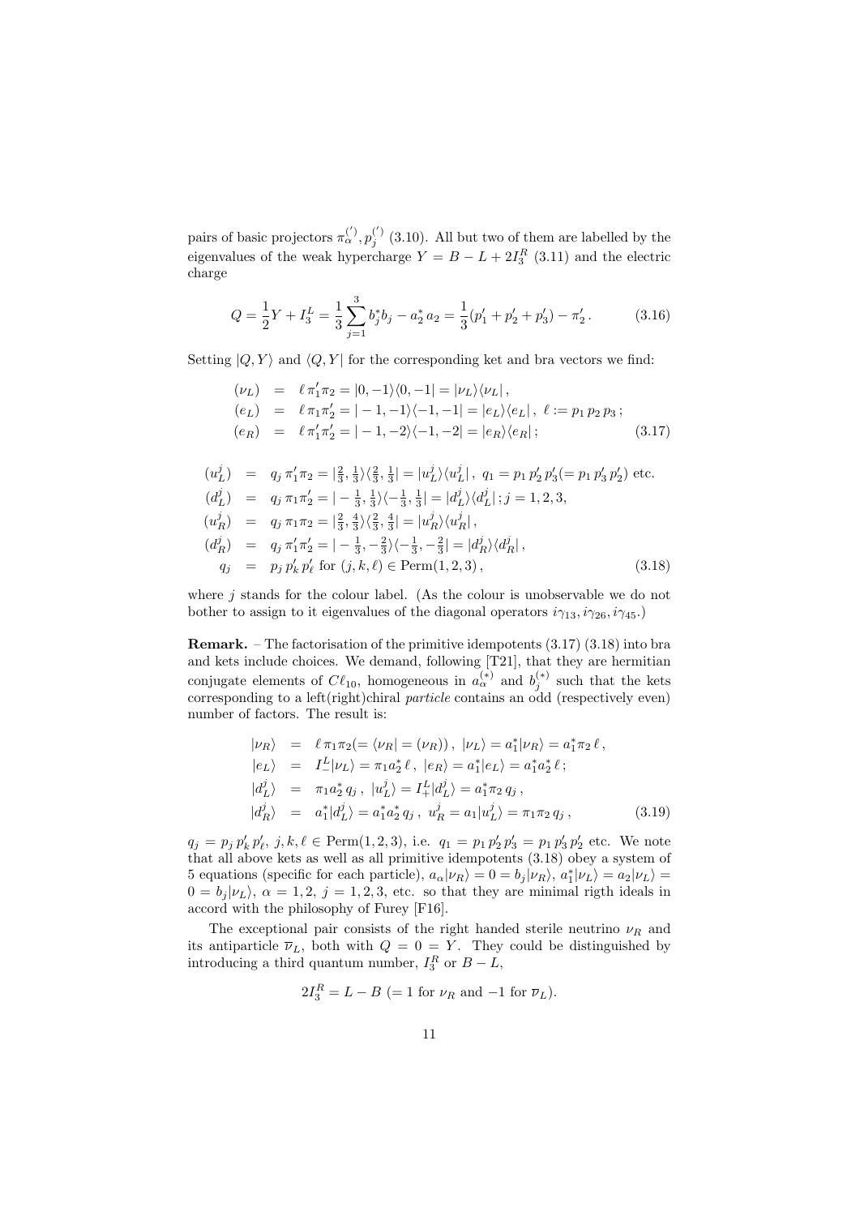pairs of basic projectors $\pi_\alpha^{(\prime)}, p_j^{(\prime)}$ (3.10). All but two of them are labelled by the eigenvalues of the weak hypercharge $Y = B - L + 2I_3^R$ (3.11) and the electric charge

$$Q = \frac{1}{2}Y + I_3^L = \frac{1}{3}\sum_{j=1}^{3} b_j^* b_j - a_2^* a_2 = \frac{1}{3}(p_1' + p_2' + p_3') - \pi_2' . \tag{3.16}$$

Setting $|Q,Y\rangle$ and $\langle Q,Y|$ for the corresponding ket and bra vectors we find:

$$\begin{aligned}
(\nu_L) &= \ell\,\pi_1'\pi_2 = |0,-1\rangle\langle 0,-1| = |\nu_L\rangle\langle\nu_L| ,\\
(e_L) &= \ell\,\pi_1\pi_2' = |-1,-1\rangle\langle -1,-1| = |e_L\rangle\langle e_L| ,\ \ \ell := p_1\,p_2\,p_3 ;\\
(e_R) &= \ell\,\pi_1'\pi_2' = |-1,-2\rangle\langle -1,-2| = |e_R\rangle\langle e_R| ;
\end{aligned} \tag{3.17}$$

$$\begin{aligned}
(u_L^j) &= q_j\,\pi_1'\pi_2 = |\tfrac{2}{3},\tfrac{1}{3}\rangle\langle\tfrac{2}{3},\tfrac{1}{3}| = |u_L^j\rangle\langle u_L^j| ,\ q_1 = p_1\,p_2'\,p_3' (= p_1\,p_3'\,p_2') \text{ etc.}\\
(d_L^j) &= q_j\,\pi_1\pi_2' = |-\tfrac{1}{3},\tfrac{1}{3}\rangle\langle -\tfrac{1}{3},\tfrac{1}{3}| = |d_L^j\rangle\langle d_L^j| ; j = 1,2,3,\\
(u_R^j) &= q_j\,\pi_1\pi_2 = |\tfrac{2}{3},\tfrac{4}{3}\rangle\langle\tfrac{2}{3},\tfrac{4}{3}| = |u_R^j\rangle\langle u_R^j| ,\\
(d_R^j) &= q_j\,\pi_1'\pi_2' = |-\tfrac{1}{3},-\tfrac{2}{3}\rangle\langle -\tfrac{1}{3},-\tfrac{2}{3}| = |d_R^j\rangle\langle d_R^j| ,\\
q_j &= p_j\,p_k'\,p_\ell' \text{ for } (j,k,\ell) \in \text{Perm}(1,2,3) ,
\end{aligned} \tag{3.18}$$

where $j$ stands for the colour label. (As the colour is unobservable we do not bother to assign to it eigenvalues of the diagonal operators $i\gamma_{13}, i\gamma_{26}, i\gamma_{45}$.)

**Remark.** – The factorisation of the primitive idempotents (3.17) (3.18) into bra and kets include choices. We demand, following [T21], that they are hermitian conjugate elements of $C\ell_{10}$, homogeneous in $a_\alpha^{(*)}$ and $b_j^{(*)}$ such that the kets corresponding to a left(right)chiral *particle* contains an odd (respectively even) number of factors. The result is:

$$\begin{aligned}
|\nu_R\rangle &= \ell\,\pi_1\pi_2 (= \langle\nu_R| = (\nu_R)) ,\ |\nu_L\rangle = a_1^*|\nu_R\rangle = a_1^*\pi_2\,\ell ,\\
|e_L\rangle &= I_-^L|\nu_L\rangle = \pi_1 a_2^*\,\ell ,\ |e_R\rangle = a_1^*|e_L\rangle = a_1^* a_2^*\,\ell ;\\
|d_L^j\rangle &= \pi_1 a_2^*\,q_j ,\ |u_L^j\rangle = I_+^L|d_L^j\rangle = a_1^*\pi_2\,q_j ,\\
|d_R^j\rangle &= a_1^*|d_L^j\rangle = a_1^* a_2^*\,q_j ,\ u_R^j = a_1|u_L^j\rangle = \pi_1\pi_2\,q_j ,
\end{aligned} \tag{3.19}$$

$q_j = p_j\,p_k'\,p_\ell'$, $j,k,\ell \in \text{Perm}(1,2,3)$, i.e. $q_1 = p_1\,p_2'\,p_3' = p_1\,p_3'\,p_2'$ etc. We note that all above kets as well as all primitive idempotents (3.18) obey a system of 5 equations (specific for each particle), $a_\alpha|\nu_R\rangle = 0 = b_j|\nu_R\rangle$, $a_1^*|\nu_L\rangle = a_2|\nu_L\rangle = 0 = b_j|\nu_L\rangle$, $\alpha = 1,2$, $j = 1,2,3$, etc. so that they are minimal rigth ideals in accord with the philosophy of Furey [F16].

The exceptional pair consists of the right handed sterile neutrino $\nu_R$ and its antiparticle $\overline{\nu}_L$, both with $Q = 0 = Y$. They could be distinguished by introducing a third quantum number, $I_3^R$ or $B - L$,

$$2I_3^R = L - B \ (= 1 \text{ for } \nu_R \text{ and } -1 \text{ for } \overline{\nu}_L).$$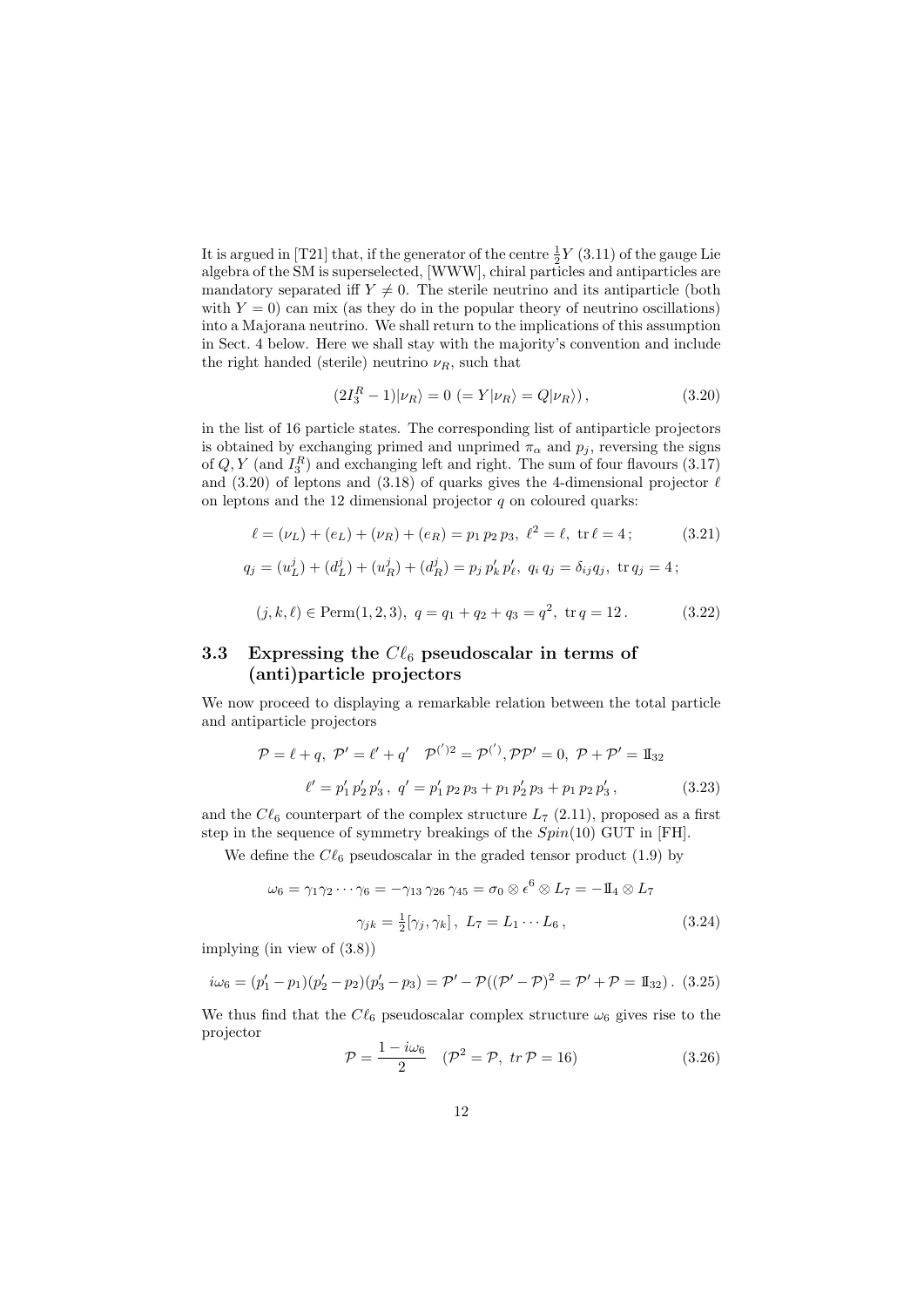It is argued in [T21] that, if the generator of the centre $\frac{1}{2}Y$ (3.11) of the gauge Lie algebra of the SM is superselected, [WWW], chiral particles and antiparticles are mandatory separated iff $Y \neq 0$. The sterile neutrino and its antiparticle (both with $Y = 0$) can mix (as they do in the popular theory of neutrino oscillations) into a Majorana neutrino. We shall return to the implications of this assumption in Sect. 4 below. Here we shall stay with the majority's convention and include the right handed (sterile) neutrino $\nu_R$, such that

$$(2I_3^R - 1)|\nu_R\rangle = 0 \; (= Y|\nu_R\rangle = Q|\nu_R\rangle)\,, \tag{3.20}$$

in the list of 16 particle states. The corresponding list of antiparticle projectors is obtained by exchanging primed and unprimed $\pi_\alpha$ and $p_j$, reversing the signs of $Q, Y$ (and $I_3^R$) and exchanging left and right. The sum of four flavours (3.17) and (3.20) of leptons and (3.18) of quarks gives the 4-dimensional projector $\ell$ on leptons and the 12 dimensional projector $q$ on coloured quarks:

$$\ell = (\nu_L) + (e_L) + (\nu_R) + (e_R) = p_1\, p_2\, p_3,\ \ell^2 = \ell,\ \mathrm{tr}\,\ell = 4\,; \tag{3.21}$$

$$q_j = (u_L^j) + (d_L^j) + (u_R^j) + (d_R^j) = p_j\, p_k'\, p_\ell',\ q_i\, q_j = \delta_{ij} q_j,\ \mathrm{tr}\, q_j = 4\,;$$

$$(j, k, \ell) \in \mathrm{Perm}(1, 2, 3),\ q = q_1 + q_2 + q_3 = q^2,\ \mathrm{tr}\, q = 12\,. \tag{3.22}$$

### 3.3 Expressing the $C\ell_6$ pseudoscalar in terms of (anti)particle projectors

We now proceed to displaying a remarkable relation between the total particle and antiparticle projectors

$$\mathcal{P} = \ell + q,\ \mathcal{P}' = \ell' + q' \quad \mathcal{P}^{(')2} = \mathcal{P}^{(')}, \mathcal{P}\mathcal{P}' = 0,\ \mathcal{P} + \mathcal{P}' = \mathbb{1}_{32}$$

$$\ell' = p_1'\, p_2'\, p_3'\,,\ q' = p_1'\, p_2\, p_3 + p_1\, p_2'\, p_3 + p_1\, p_2\, p_3'\,, \tag{3.23}$$

and the $C\ell_6$ counterpart of the complex structure $L_7$ (2.11), proposed as a first step in the sequence of symmetry breakings of the $Spin(10)$ GUT in [FH].

We define the $C\ell_6$ pseudoscalar in the graded tensor product (1.9) by

$$\omega_6 = \gamma_1 \gamma_2 \cdots \gamma_6 = -\gamma_{13}\, \gamma_{26}\, \gamma_{45} = \sigma_0 \otimes \epsilon^6 \otimes L_7 = -\mathbb{1}_4 \otimes L_7$$

$$\gamma_{jk} = \tfrac{1}{2}[\gamma_j, \gamma_k]\,,\ L_7 = L_1 \cdots L_6\,, \tag{3.24}$$

implying (in view of (3.8))

$$i\omega_6 = (p_1' - p_1)(p_2' - p_2)(p_3' - p_3) = \mathcal{P}' - \mathcal{P}((\mathcal{P}' - \mathcal{P})^2 = \mathcal{P}' + \mathcal{P} = \mathbb{1}_{32})\,. \tag{3.25}$$

We thus find that the $C\ell_6$ pseudoscalar complex structure $\omega_6$ gives rise to the projector

$$\mathcal{P} = \frac{1 - i\omega_6}{2} \quad (\mathcal{P}^2 = \mathcal{P},\ tr\,\mathcal{P} = 16) \tag{3.26}$$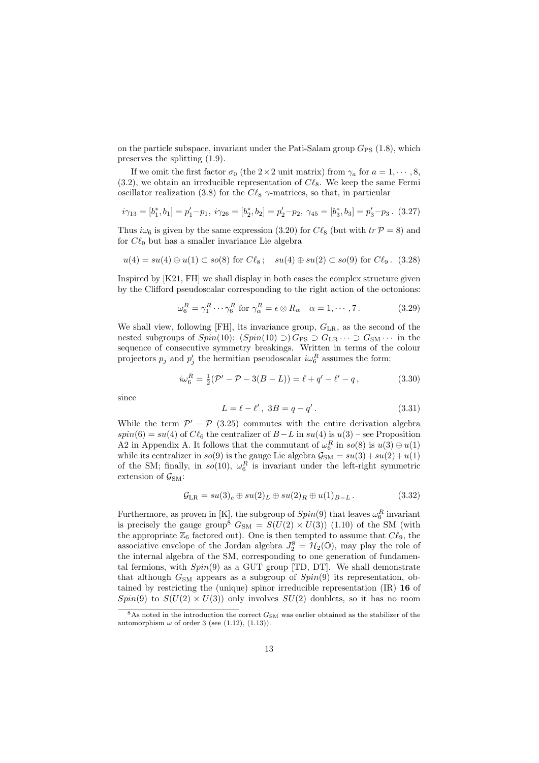on the particle subspace, invariant under the Pati-Salam group $G_{\rm PS}$ (1.8), which preserves the splitting (1.9).

If we omit the first factor $\sigma_0$ (the $2\times 2$ unit matrix) from $\gamma_a$ for $a = 1, \cdots, 8$, (3.2), we obtain an irreducible representation of $C\ell_8$. We keep the same Fermi oscillator realization (3.8) for the $C\ell_8$ $\gamma$-matrices, so that, in particular

$$i\gamma_{13} = [b_1^*, b_1] = p_1' - p_1, \; i\gamma_{26} = [b_2^*, b_2] = p_2' - p_2, \; \gamma_{45} = [b_3^*, b_3] = p_3' - p_3 \,. \tag{3.27}$$

Thus $i\omega_6$ is given by the same expression (3.20) for $C\ell_8$ (but with $tr\, \mathcal{P} = 8$) and for $C\ell_9$ but has a smaller invariance Lie algebra

$$u(4) = su(4) \oplus u(1) \subset so(8) \text{ for } C\ell_8 \,; \quad su(4) \oplus su(2) \subset so(9) \text{ for } C\ell_9 \,. \tag{3.28}$$

Inspired by [K21, FH] we shall display in both cases the complex structure given by the Clifford pseudoscalar corresponding to the right action of the octonions:

$$\omega_6^R = \gamma_1^R \cdots \gamma_6^R \text{ for } \gamma_\alpha^R = \epsilon \otimes R_\alpha \quad \alpha = 1, \cdots, 7 \,. \tag{3.29}$$

We shall view, following [FH], its invariance group, $G_{\rm LR}$, as the second of the nested subgroups of $Spin(10)$: $(Spin(10) \supset) \, G_{\rm PS} \supset G_{\rm LR} \cdots \supset G_{\rm SM} \cdots$ in the sequence of consecutive symmetry breakings. Written in terms of the colour projectors $p_j$ and $p_j'$ the hermitian pseudoscalar $i\omega_6^R$ assumes the form:

$$i\omega_6^R = \tfrac{1}{2}(\mathcal{P}' - \mathcal{P} - 3(B-L)) = \ell + q' - \ell' - q \,, \tag{3.30}$$

since

$$L = \ell - \ell' \,, \; 3B = q - q' \,. \tag{3.31}$$

While the term $\mathcal{P}' - \mathcal{P}$ (3.25) commutes with the entire derivation algebra $spin(6) = su(4)$ of $C\ell_6$ the centralizer of $B-L$ in $su(4)$ is $u(3)$ – see Proposition A2 in Appendix A. It follows that the commutant of $\omega_6^R$ in $so(8)$ is $u(3) \oplus u(1)$ while its centralizer in $so(9)$ is the gauge Lie algebra $\mathcal{G}_{\rm SM} = su(3) + su(2) + u(1)$ of the SM; finally, in $so(10)$, $\omega_6^R$ is invariant under the left-right symmetric extension of $\mathcal{G}_{\rm SM}$:

$$\mathcal{G}_{\rm LR} = su(3)_c \oplus su(2)_L \oplus su(2)_R \oplus u(1)_{B-L} \,. \tag{3.32}$$

Furthermore, as proven in [K], the subgroup of $Spin(9)$ that leaves $\omega_6^R$ invariant is precisely the gauge group[8] $G_{\rm SM} = S(U(2) \times U(3))$ (1.10) of the SM (with the appropriate $\mathbb{Z}_6$ factored out). One is then tempted to assume that $C\ell_9$, the associative envelope of the Jordan algebra $J_2^8 = \mathcal{H}_2(\mathbb{O})$, may play the role of the internal algebra of the SM, corresponding to one generation of fundamental fermions, with $Spin(9)$ as a GUT group [TD, DT]. We shall demonstrate that although $G_{\rm SM}$ appears as a subgroup of $Spin(9)$ its representation, obtained by restricting the (unique) spinor irreducible representation (IR) **16** of $Spin(9)$ to $S(U(2) \times U(3))$ only involves $SU(2)$ doublets, so it has no room

[8] As noted in the introduction the correct $G_{\rm SM}$ was earlier obtained as the stabilizer of the automorphism $\omega$ of order 3 (see (1.12), (1.13)).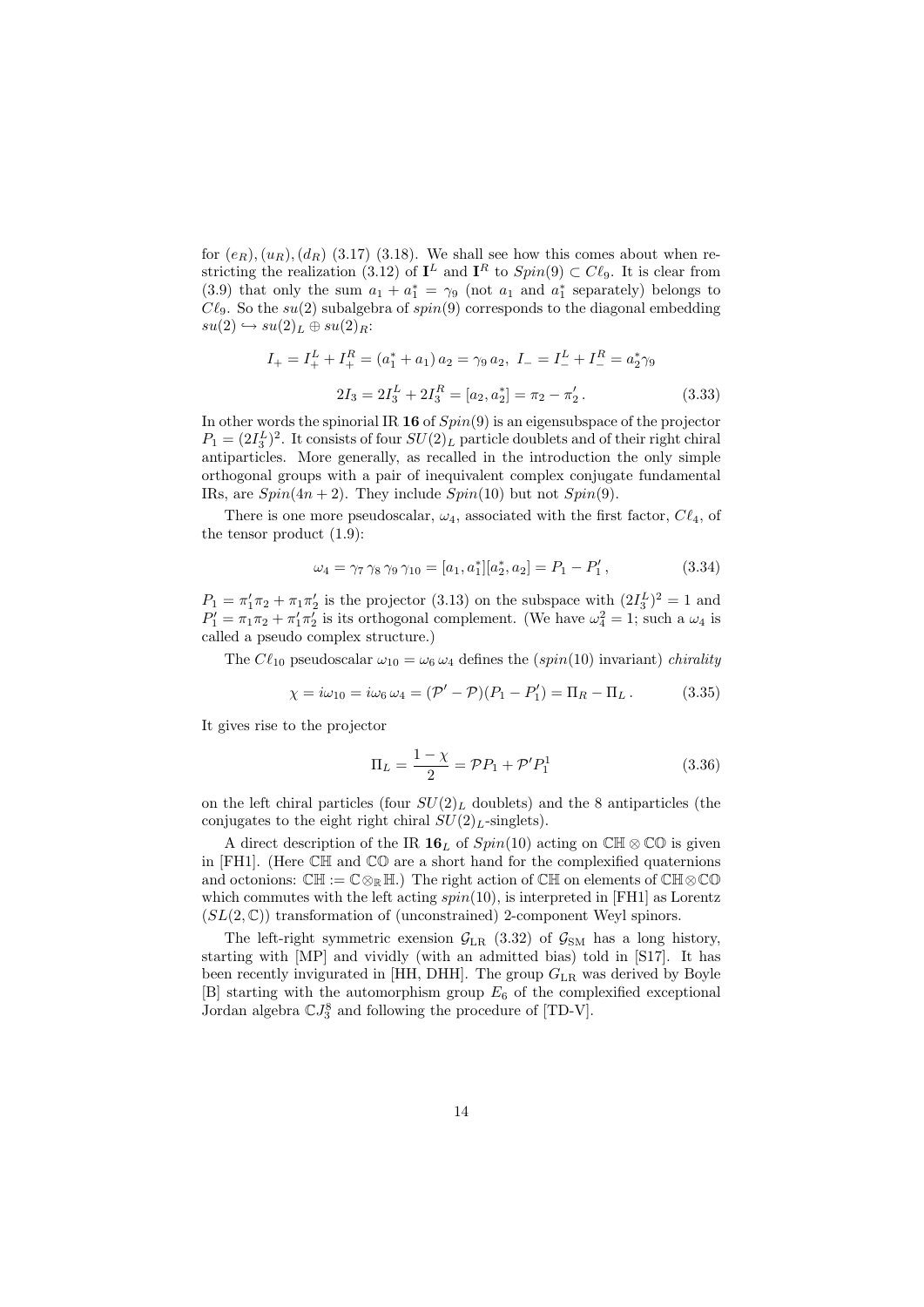for $(e_R), (u_R), (d_R)$ (3.17) (3.18). We shall see how this comes about when restricting the realization (3.12) of $\mathbf{I}^L$ and $\mathbf{I}^R$ to $Spin(9) \subset C\ell_9$. It is clear from (3.9) that only the sum $a_1 + a_1^* = \gamma_9$ (not $a_1$ and $a_1^*$ separately) belongs to $C\ell_9$. So the $su(2)$ subalgebra of $spin(9)$ corresponds to the diagonal embedding $su(2) \hookrightarrow su(2)_L \oplus su(2)_R$:

$$I_+ = I_+^L + I_+^R = (a_1^* + a_1)\, a_2 = \gamma_9\, a_2,\;\; I_- = I_-^L + I_-^R = a_2^* \gamma_9$$

$$2I_3 = 2I_3^L + 2I_3^R = [a_2, a_2^*] = \pi_2 - \pi_2' \,. \tag{3.33}$$

In other words the spinorial IR **16** of $Spin(9)$ is an eigensubspace of the projector $P_1 = (2I_3^L)^2$. It consists of four $SU(2)_L$ particle doublets and of their right chiral antiparticles. More generally, as recalled in the introduction the only simple orthogonal groups with a pair of inequivalent complex conjugate fundamental IRs, are $Spin(4n+2)$. They include $Spin(10)$ but not $Spin(9)$.

There is one more pseudoscalar, $\omega_4$, associated with the first factor, $C\ell_4$, of the tensor product (1.9):

$$\omega_4 = \gamma_7\, \gamma_8\, \gamma_9\, \gamma_{10} = [a_1, a_1^*][a_2^*, a_2] = P_1 - P_1' \,, \tag{3.34}$$

$P_1 = \pi_1' \pi_2 + \pi_1 \pi_2'$ is the projector (3.13) on the subspace with $(2I_3^L)^2 = 1$ and $P_1' = \pi_1 \pi_2 + \pi_1' \pi_2'$ is its orthogonal complement. (We have $\omega_4^2 = 1$; such a $\omega_4$ is called a pseudo complex structure.)

The $C\ell_{10}$ pseudoscalar $\omega_{10} = \omega_6\, \omega_4$ defines the ($spin(10)$ invariant) *chirality*

$$\chi = i\omega_{10} = i\omega_6\, \omega_4 = (\mathcal{P}' - \mathcal{P})(P_1 - P_1') = \Pi_R - \Pi_L \,. \tag{3.35}$$

It gives rise to the projector

$$\Pi_L = \frac{1-\chi}{2} = \mathcal{P} P_1 + \mathcal{P}' P_1^1 \tag{3.36}$$

on the left chiral particles (four $SU(2)_L$ doublets) and the 8 antiparticles (the conjugates to the eight right chiral $SU(2)_L$-singlets).

A direct description of the IR $\mathbf{16}_L$ of $Spin(10)$ acting on $\mathbb{CH} \otimes \mathbb{CO}$ is given in [FH1]. (Here $\mathbb{CH}$ and $\mathbb{CO}$ are a short hand for the complexified quaternions and octonions: $\mathbb{CH} := \mathbb{C} \otimes_{\mathbb{R}} \mathbb{H}$.) The right action of $\mathbb{CH}$ on elements of $\mathbb{CH} \otimes \mathbb{CO}$ which commutes with the left acting $spin(10)$, is interpreted in [FH1] as Lorentz ($SL(2,\mathbb{C})$) transformation of (unconstrained) 2-component Weyl spinors.

The left-right symmetric exension $\mathcal{G}_{\rm LR}$ (3.32) of $\mathcal{G}_{\rm SM}$ has a long history, starting with [MP] and vividly (with an admitted bias) told in [S17]. It has been recently invigurated in [HH, DHH]. The group $G_{\rm LR}$ was derived by Boyle [B] starting with the automorphism group $E_6$ of the complexified exceptional Jordan algebra $\mathbb{C}J_3^8$ and following the procedure of [TD-V].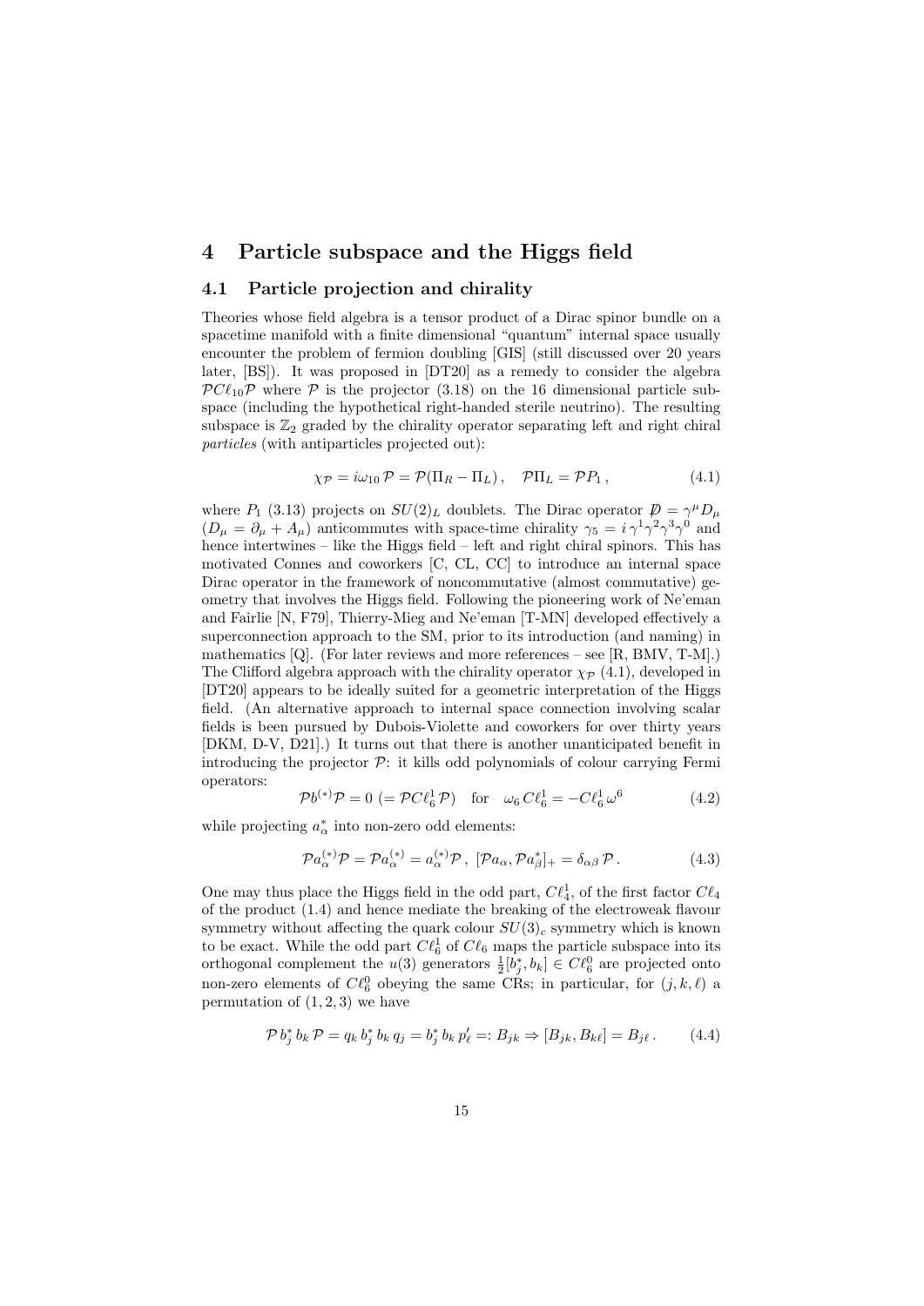## 4 Particle subspace and the Higgs field

### 4.1 Particle projection and chirality

Theories whose field algebra is a tensor product of a Dirac spinor bundle on a spacetime manifold with a finite dimensional "quantum" internal space usually encounter the problem of fermion doubling [GIS] (still discussed over 20 years later, [BS]). It was proposed in [DT20] as a remedy to consider the algebra $\mathcal{P}C\ell_{10}\mathcal{P}$ where $\mathcal{P}$ is the projector (3.18) on the 16 dimensional particle subspace (including the hypothetical right-handed sterile neutrino). The resulting subspace is $\mathbb{Z}_2$ graded by the chirality operator separating left and right chiral *particles* (with antiparticles projected out):

$$\chi_{\mathcal{P}} = i\omega_{10}\,\mathcal{P} = \mathcal{P}(\Pi_R - \Pi_L)\,, \quad \mathcal{P}\Pi_L = \mathcal{P}P_1\,, \tag{4.1}$$

where $P_1$ (3.13) projects on $SU(2)_L$ doublets. The Dirac operator $\not{D} = \gamma^\mu D_\mu$ ($D_\mu = \partial_\mu + A_\mu$) anticommutes with space-time chirality $\gamma_5 = i\,\gamma^1\gamma^2\gamma^3\gamma^0$ and hence intertwines – like the Higgs field – left and right chiral spinors. This has motivated Connes and coworkers [C, CL, CC] to introduce an internal space Dirac operator in the framework of noncommutative (almost commutative) geometry that involves the Higgs field. Following the pioneering work of Ne'eman and Fairlie [N, F79], Thierry-Mieg and Ne'eman [T-MN] developed effectively a superconnection approach to the SM, prior to its introduction (and naming) in mathematics [Q]. (For later reviews and more references – see [R, BMV, T-M].) The Clifford algebra approach with the chirality operator $\chi_{\mathcal{P}}$ (4.1), developed in [DT20] appears to be ideally suited for a geometric interpretation of the Higgs field. (An alternative approach to internal space connection involving scalar fields is been pursued by Dubois-Violette and coworkers for over thirty years [DKM, D-V, D21].) It turns out that there is another unanticipated benefit in introducing the projector $\mathcal{P}$: it kills odd polynomials of colour carrying Fermi operators:

$$\mathcal{P}b^{(*)}\mathcal{P} = 0 \;(= \mathcal{P}C\ell_6^1\,\mathcal{P}) \quad \text{for} \quad \omega_6\,C\ell_6^1 = -C\ell_6^1\,\omega^6 \tag{4.2}$$

while projecting $a^*_\alpha$ into non-zero odd elements:

$$\mathcal{P}a_\alpha^{(*)}\mathcal{P} = \mathcal{P}a_\alpha^{(*)} = a_\alpha^{(*)}\mathcal{P}\,,\; [\mathcal{P}a_\alpha, \mathcal{P}a^*_\beta]_+ = \delta_{\alpha\beta}\,\mathcal{P}\,. \tag{4.3}$$

One may thus place the Higgs field in the odd part, $C\ell_4^1$, of the first factor $C\ell_4$ of the product (1.4) and hence mediate the breaking of the electroweak flavour symmetry without affecting the quark colour $SU(3)_c$ symmetry which is known to be exact. While the odd part $C\ell_6^1$ of $C\ell_6$ maps the particle subspace into its orthogonal complement the $u(3)$ generators $\frac{1}{2}[b_j^*, b_k] \in C\ell_6^0$ are projected onto non-zero elements of $C\ell_6^0$ obeying the same CRs; in particular, for $(j,k,\ell)$ a permutation of $(1,2,3)$ we have

$$\mathcal{P}\,b_j^*\,b_k\,\mathcal{P} = q_k\,b_j^*\,b_k\,q_j = b_j^*\,b_k\,p'_\ell =: B_{jk} \Rightarrow [B_{jk}, B_{k\ell}] = B_{j\ell}\,. \tag{4.4}$$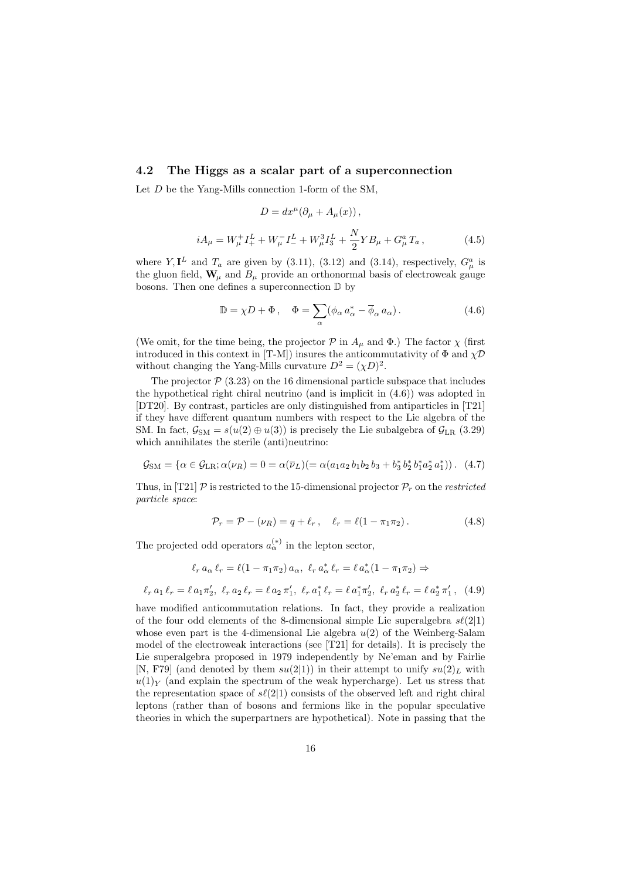### 4.2 The Higgs as a scalar part of a superconnection

Let $D$ be the Yang-Mills connection 1-form of the SM,

$$D = dx^\mu(\partial_\mu + A_\mu(x)),$$

$$iA_\mu = W_\mu^+ I_+^L + W_\mu^- I_-^L + W_\mu^3 I_3^L + \frac{N}{2} Y B_\mu + G_\mu^a T_a, \tag{4.5}$$

where $Y, \mathbf{I}^L$ and $T_a$ are given by (3.11), (3.12) and (3.14), respectively, $G_\mu^a$ is the gluon field, $\mathbf{W}_\mu$ and $B_\mu$ provide an orthonormal basis of electroweak gauge bosons. Then one defines a superconnection $\mathbb{D}$ by

$$\mathbb{D} = \chi D + \Phi, \quad \Phi = \sum_\alpha (\phi_\alpha a_\alpha^* - \overline{\phi}_\alpha a_\alpha). \tag{4.6}$$

(We omit, for the time being, the projector $\mathcal{P}$ in $A_\mu$ and $\Phi$.) The factor $\chi$ (first introduced in this context in [T-M]) insures the anticommutativity of $\Phi$ and $\chi\mathcal{D}$ without changing the Yang-Mills curvature $D^2 = (\chi D)^2$.

The projector $\mathcal{P}$ (3.23) on the 16 dimensional particle subspace that includes the hypothetical right chiral neutrino (and is implicit in (4.6)) was adopted in [DT20]. By contrast, particles are only distinguished from antiparticles in [T21] if they have different quantum numbers with respect to the Lie algebra of the SM. In fact, $\mathcal{G}_{\rm SM} = s(u(2) \oplus u(3))$ is precisely the Lie subalgebra of $\mathcal{G}_{\rm LR}$ (3.29) which annihilates the sterile (anti)neutrino:

$$\mathcal{G}_{\rm SM} = \{\alpha \in \mathcal{G}_{\rm LR}; \alpha(\nu_R) = 0 = \alpha(\overline{\nu}_L)(= \alpha(a_1 a_2\, b_1 b_2\, b_3 + b_3^* b_2^* b_1^* a_2^* a_1^*))\,. \tag{4.7}$$

Thus, in [T21] $\mathcal{P}$ is restricted to the 15-dimensional projector $\mathcal{P}_r$ on the *restricted particle space*:

$$\mathcal{P}_r = \mathcal{P} - (\nu_R) = q + \ell_r, \quad \ell_r = \ell(1 - \pi_1\pi_2). \tag{4.8}$$

The projected odd operators $a_\alpha^{(*)}$ in the lepton sector,

$$\ell_r\, a_\alpha\, \ell_r = \ell(1 - \pi_1\pi_2)\, a_\alpha, \;\; \ell_r\, a_\alpha^*\, \ell_r = \ell\, a_\alpha^*(1 - \pi_1\pi_2) \Rightarrow$$

$$\ell_r\, a_1\, \ell_r = \ell\, a_1 \pi_2', \;\; \ell_r\, a_2\, \ell_r = \ell\, a_2\, \pi_1', \;\; \ell_r\, a_1^*\, \ell_r = \ell\, a_1^* \pi_2', \;\; \ell_r\, a_2^*\, \ell_r = \ell\, a_2^*\, \pi_1', \tag{4.9}$$

have modified anticommutation relations. In fact, they provide a realization of the four odd elements of the 8-dimensional simple Lie superalgebra $s\ell(2|1)$ whose even part is the 4-dimensional Lie algebra $u(2)$ of the Weinberg-Salam model of the electroweak interactions (see [T21] for details). It is precisely the Lie superalgebra proposed in 1979 independently by Ne'eman and by Fairlie [N, F79] (and denoted by them $su(2|1)$) in their attempt to unify $su(2)_L$ with $u(1)_Y$ (and explain the spectrum of the weak hypercharge). Let us stress that the representation space of $s\ell(2|1)$ consists of the observed left and right chiral leptons (rather than of bosons and fermions like in the popular speculative theories in which the superpartners are hypothetical). Note in passing that the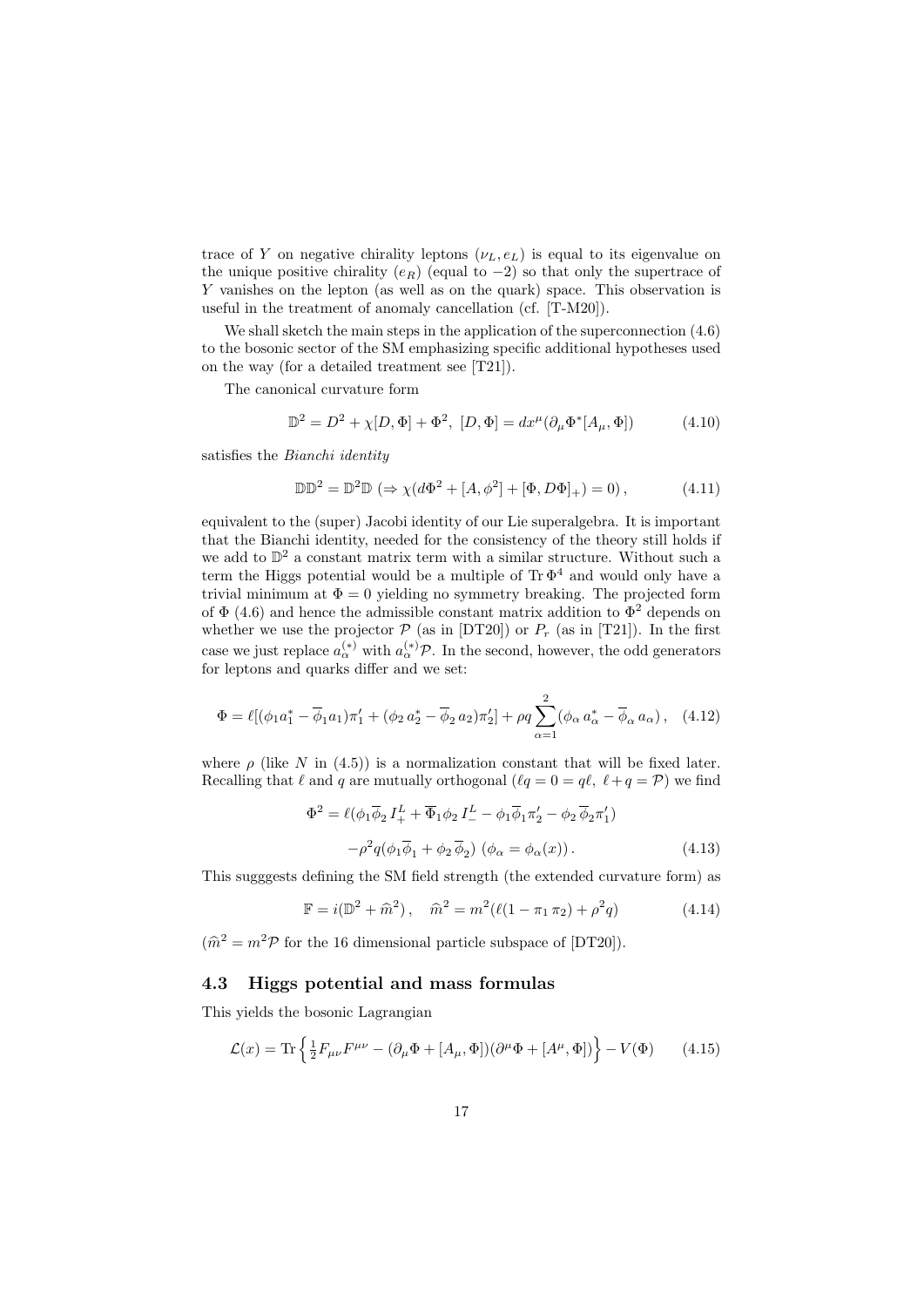trace of $Y$ on negative chirality leptons ($\nu_L, e_L$) is equal to its eigenvalue on the unique positive chirality ($e_R$) (equal to $-2$) so that only the supertrace of $Y$ vanishes on the lepton (as well as on the quark) space. This observation is useful in the treatment of anomaly cancellation (cf. [T-M20]).

We shall sketch the main steps in the application of the superconnection (4.6) to the bosonic sector of the SM emphasizing specific additional hypotheses used on the way (for a detailed treatment see [T21]).

The canonical curvature form

$$\mathbb{D}^2 = D^2 + \chi[D,\Phi] + \Phi^2, \; [D,\Phi] = dx^\mu(\partial_\mu \Phi^* [A_\mu, \Phi]) \tag{4.10}$$

satisfies the *Bianchi identity*

$$\mathbb{D}\mathbb{D}^2 = \mathbb{D}^2\mathbb{D} \; (\Rightarrow \chi(d\Phi^2 + [A,\phi^2] + [\Phi, D\Phi]_+) = 0), \tag{4.11}$$

equivalent to the (super) Jacobi identity of our Lie superalgebra. It is important that the Bianchi identity, needed for the consistency of the theory still holds if we add to $\mathbb{D}^2$ a constant matrix term with a similar structure. Without such a term the Higgs potential would be a multiple of $\operatorname{Tr}\Phi^4$ and would only have a trivial minimum at $\Phi = 0$ yielding no symmetry breaking. The projected form of $\Phi$ (4.6) and hence the admissible constant matrix addition to $\Phi^2$ depends on whether we use the projector $\mathcal{P}$ (as in [DT20]) or $P_r$ (as in [T21]). In the first case we just replace $a_\alpha^{(*)}$ with $a_\alpha^{(*)}\mathcal{P}$. In the second, however, the odd generators for leptons and quarks differ and we set:

$$\Phi = \ell[(\phi_1 a_1^* - \overline{\phi}_1 a_1)\pi_1' + (\phi_2\, a_2^* - \overline{\phi}_2\, a_2)\pi_2'] + \rho q \sum_{\alpha=1}^{2} (\phi_\alpha\, a_\alpha^* - \overline{\phi}_\alpha\, a_\alpha), \tag{4.12}$$

where $\rho$ (like $N$ in (4.5)) is a normalization constant that will be fixed later. Recalling that $\ell$ and $q$ are mutually orthogonal ($\ell q = 0 = q\ell$, $\ell + q = \mathcal{P}$) we find

$$\Phi^2 = \ell(\phi_1 \overline{\phi}_2\, I_+^L + \overline{\Phi}_1 \phi_2\, I_-^L - \phi_1 \overline{\phi}_1 \pi_2' - \phi_2\, \overline{\phi}_2 \pi_1')$$
$$-\rho^2 q(\phi_1 \overline{\phi}_1 + \phi_2\, \overline{\phi}_2)\; (\phi_\alpha = \phi_\alpha(x)). \tag{4.13}$$

This sugggests defining the SM field strength (the extended curvature form) as

$$\mathbb{F} = i(\mathbb{D}^2 + \widehat{m}^2), \quad \widehat{m}^2 = m^2(\ell(1 - \pi_1\, \pi_2) + \rho^2 q) \tag{4.14}$$

($\widehat{m}^2 = m^2\mathcal{P}$ for the 16 dimensional particle subspace of [DT20]).

### 4.3 Higgs potential and mass formulas

This yields the bosonic Lagrangian

$$\mathcal{L}(x) = \operatorname{Tr}\Big\{\tfrac{1}{2}F_{\mu\nu}F^{\mu\nu} - (\partial_\mu\Phi + [A_\mu, \Phi])(\partial^\mu\Phi + [A^\mu, \Phi])\Big\} - V(\Phi) \tag{4.15}$$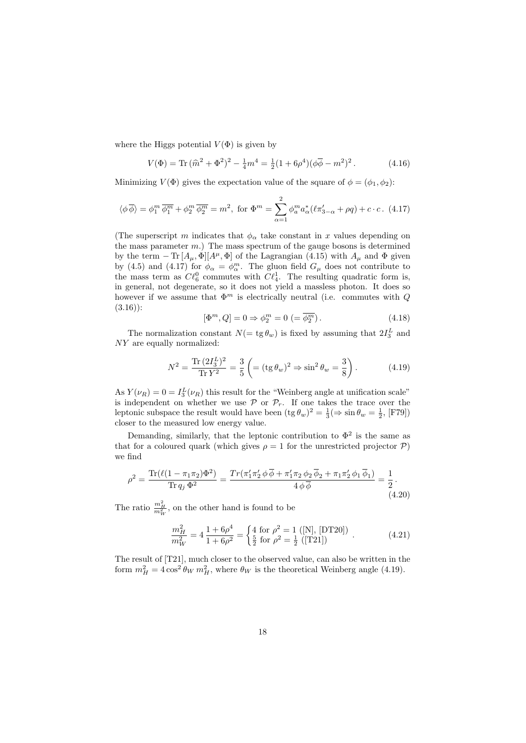where the Higgs potential $V(\Phi)$ is given by

$$V(\Phi) = \mathrm{Tr}\,(\widehat{m}^2 + \Phi^2)^2 - \tfrac{1}{4}m^4 = \tfrac{1}{2}(1+6\rho^4)(\phi\overline{\phi} - m^2)^2\,. \tag{4.16}$$

Minimizing $V(\Phi)$ gives the expectation value of the square of $\phi = (\phi_1, \phi_2)$:

$$\langle \phi\,\overline{\phi}\rangle = \phi_1^m\,\overline{\phi_1^m} + \phi_2^m\,\overline{\phi_2^m} = m^2, \text{ for } \Phi^m = \sum_{\alpha=1}^{2} \phi_a^m a_\alpha^*(\ell\pi'_{3-\alpha} + \rho q) + c\cdot c\,. \tag{4.17}$$

(The superscript $m$ indicates that $\phi_\alpha$ take constant in $x$ values depending on the mass parameter $m$.) The mass spectrum of the gauge bosons is determined by the term $-\,\mathrm{Tr}\,[A_\mu, \Phi][A^\mu, \Phi]$ of the Lagrangian (4.15) with $A_\mu$ and $\Phi$ given by (4.5) and (4.17) for $\phi_\alpha = \phi_\alpha^m$. The gluon field $G_\mu$ does not contribute to the mass term as $C\ell_6^0$ commutes with $C\ell_4^1$. The resulting quadratic form is, in general, not degenerate, so it does not yield a massless photon. It does so however if we assume that $\Phi^m$ is electrically neutral (i.e. commutes with $Q$ (3.16)):

$$[\Phi^m, Q] = 0 \Rightarrow \phi_2^m = 0\ (= \overline{\phi_2^m})\,. \tag{4.18}$$

The normalization constant $N(= \mathrm{tg}\,\theta_w)$ is fixed by assuming that $2I_3^L$ and $NY$ are equally normalized:

$$N^2 = \frac{\mathrm{Tr}\,(2I_3^L)^2}{\mathrm{Tr}\,Y^2} = \frac{3}{5}\left(= (\mathrm{tg}\,\theta_w)^2 \Rightarrow \sin^2\theta_w = \frac{3}{8}\right). \tag{4.19}$$

As $Y(\nu_R) = 0 = I_3^L(\nu_R)$ this result for the "Weinberg angle at unification scale" is independent on whether we use $\mathcal{P}$ or $\mathcal{P}_r$. If one takes the trace over the leptonic subspace the result would have been $(\mathrm{tg}\,\theta_w)^2 = \frac{1}{3} (\Rightarrow \sin\theta_w = \frac{1}{2}$, [F79]) closer to the measured low energy value.

Demanding, similarly, that the leptonic contribution to $\Phi^2$ is the same as that for a coloured quark (which gives $\rho = 1$ for the unrestricted projector $\mathcal{P}$) we find

$$\rho^2 = \frac{\mathrm{Tr}(\ell(1-\pi_1\pi_2)\Phi^2)}{\mathrm{Tr}\,q_j\,\Phi^2} = \frac{Tr(\pi'_1\pi'_2\,\phi\,\overline{\phi} + \pi'_1\pi_2\,\phi_2\,\overline{\phi}_2 + \pi_1\pi'_2\,\phi_1\,\overline{\phi}_1)}{4\,\phi\,\overline{\phi}} = \frac{1}{2}\,. \tag{4.20}$$

The ratio $\frac{m_H^2}{m_W^2}$, on the other hand is found to be

$$\frac{m_H^2}{m_W^2} = 4\,\frac{1+6\rho^4}{1+6\rho^2} = \begin{cases} 4 \text{ for } \rho^2 = 1 \text{ ([N], [DT20])} \\ \frac{5}{2} \text{ for } \rho^2 = \frac{1}{2} \text{ ([T21])} \end{cases}. \tag{4.21}$$

The result of [T21], much closer to the observed value, can also be written in the form $m_H^2 = 4\cos^2\theta_W\, m_H^2$, where $\theta_W$ is the theoretical Weinberg angle (4.19).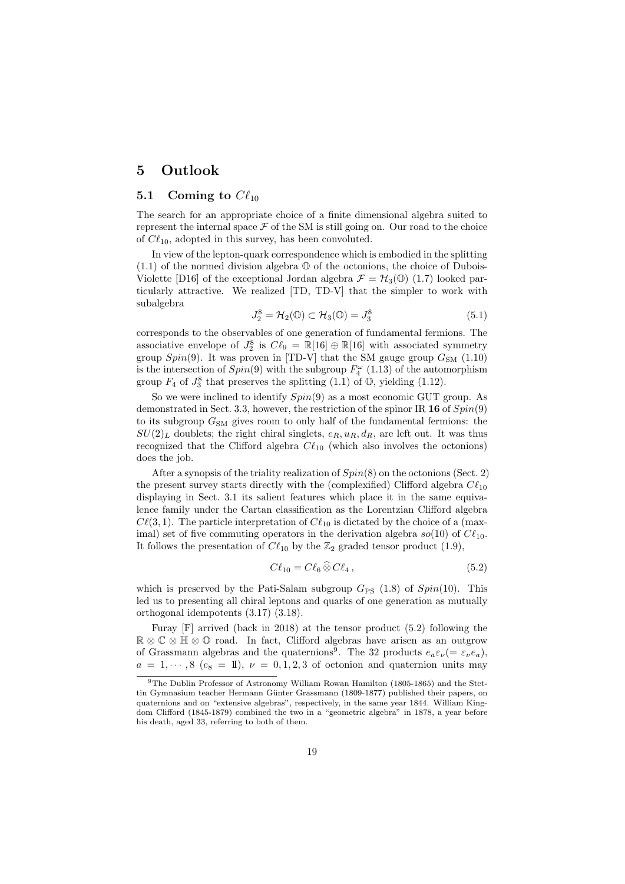# 5 Outlook

## 5.1 Coming to $C\ell_{10}$

The search for an appropriate choice of a finite dimensional algebra suited to represent the internal space $\mathcal{F}$ of the SM is still going on. Our road to the choice of $C\ell_{10}$, adopted in this survey, has been convoluted.

In view of the lepton-quark correspondence which is embodied in the splitting (1.1) of the normed division algebra $\mathbb{O}$ of the octonions, the choice of Dubois-Violette [D16] of the exceptional Jordan algebra $\mathcal{F} = \mathcal{H}_3(\mathbb{O})$ (1.7) looked particularly attractive. We realized [TD, TD-V] that the simpler to work with subalgebra

$$J_2^8 = \mathcal{H}_2(\mathbb{O}) \subset \mathcal{H}_3(\mathbb{O}) = J_3^8 \tag{5.1}$$

corresponds to the observables of one generation of fundamental fermions. The associative envelope of $J_2^8$ is $C\ell_9 = \mathbb{R}[16] \oplus \mathbb{R}[16]$ with associated symmetry group $Spin(9)$. It was proven in [TD-V] that the SM gauge group $G_{\rm SM}$ (1.10) is the intersection of $Spin(9)$ with the subgroup $F_4^\omega$ (1.13) of the automorphism group $F_4$ of $J_3^8$ that preserves the splitting (1.1) of $\mathbb{O}$, yielding (1.12).

So we were inclined to identify $Spin(9)$ as a most economic GUT group. As demonstrated in Sect. 3.3, however, the restriction of the spinor IR **16** of $Spin(9)$ to its subgroup $G_{\rm SM}$ gives room to only half of the fundamental fermions: the $SU(2)_L$ doublets; the right chiral singlets, $e_R, u_R, d_R$, are left out. It was thus recognized that the Clifford algebra $C\ell_{10}$ (which also involves the octonions) does the job.

After a synopsis of the triality realization of $Spin(8)$ on the octonions (Sect. 2) the present survey starts directly with the (complexified) Clifford algebra $C\ell_{10}$ displaying in Sect. 3.1 its salient features which place it in the same equivalence family under the Cartan classification as the Lorentzian Clifford algebra $C\ell(3,1)$. The particle interpretation of $C\ell_{10}$ is dictated by the choice of a (maximal) set of five commuting operators in the derivation algebra $so(10)$ of $C\ell_{10}$. It follows the presentation of $C\ell_{10}$ by the $\mathbb{Z}_2$ graded tensor product (1.9),

$$C\ell_{10} = C\ell_6 \,\widehat{\otimes}\, C\ell_4\,, \tag{5.2}$$

which is preserved by the Pati-Salam subgroup $G_{\rm PS}$ (1.8) of $Spin(10)$. This led us to presenting all chiral leptons and quarks of one generation as mutually orthogonal idempotents (3.17) (3.18).

Furay [F] arrived (back in 2018) at the tensor product (5.2) following the $\mathbb{R}\otimes\mathbb{C}\otimes\mathbb{H}\otimes\mathbb{O}$ road. In fact, Clifford algebras have arisen as an outgrow of Grassmann algebras and the quaternions[9]. The 32 products $e_a\varepsilon_\nu (= \varepsilon_\nu e_a)$, $a = 1, \cdots, 8$ ($e_8 = 1\!\!1$), $\nu = 0, 1, 2, 3$ of octonion and quaternion units may

[9] The Dublin Professor of Astronomy William Rowan Hamilton (1805-1865) and the Stettin Gymnasium teacher Hermann Günter Grassmann (1809-1877) published their papers, on quaternions and on "extensive algebras", respectively, in the same year 1844. William Kingdom Clifford (1845-1879) combined the two in a "geometric algebra" in 1878, a year before his death, aged 33, referring to both of them.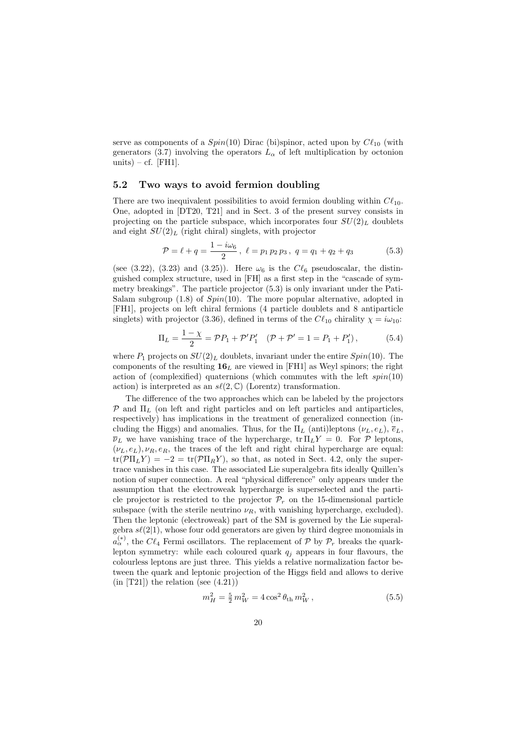serve as components of a $Spin(10)$ Dirac (bi)spinor, acted upon by $C\ell_{10}$ (with generators (3.7) involving the operators $L_\alpha$ of left multiplication by octonion units) – cf. [FH1].

### 5.2 Two ways to avoid fermion doubling

There are two inequivalent possibilities to avoid fermion doubling within $C\ell_{10}$. One, adopted in [DT20, T21] and in Sect. 3 of the present survey consists in projecting on the particle subspace, which incorporates four $SU(2)_L$ doublets and eight $SU(2)_L$ (right chiral) singlets, with projector

$$\mathcal{P} = \ell + q = \frac{1 - i\omega_6}{2}\,,\ \ell = p_1\, p_2\, p_3\,,\ q = q_1 + q_2 + q_3 \tag{5.3}$$

(see (3.22), (3.23) and (3.25)). Here $\omega_6$ is the $C\ell_6$ pseudoscalar, the distinguished complex structure, used in [FH] as a first step in the "cascade of symmetry breakings". The particle projector (5.3) is only invariant under the Pati-Salam subgroup (1.8) of $Spin(10)$. The more popular alternative, adopted in [FH1], projects on left chiral fermions (4 particle doublets and 8 antiparticle singlets) with projector (3.36), defined in terms of the $C\ell_{10}$ chirality $\chi = i\omega_{10}$:

$$\Pi_L = \frac{1-\chi}{2} = \mathcal{P}P_1 + \mathcal{P}'P_1' \quad (\mathcal{P} + \mathcal{P}' = 1 = P_1 + P_1')\,, \tag{5.4}$$

where $P_1$ projects on $SU(2)_L$ doublets, invariant under the entire $Spin(10)$. The components of the resulting $\mathbf{16}_L$ are viewed in [FH1] as Weyl spinors; the right action of (complexified) quaternions (which commutes with the left $spin(10)$ action) is interpreted as an $s\ell(2,\mathbb{C})$ (Lorentz) transformation.

The difference of the two approaches which can be labeled by the projectors $\mathcal{P}$ and $\Pi_L$ (on left and right particles and on left particles and antiparticles, respectively) has implications in the treatment of generalized connection (including the Higgs) and anomalies. Thus, for the $\Pi_L$ (anti)leptons $(\nu_L, e_L)$, $\overline{e}_L$, $\overline{\nu}_L$ we have vanishing trace of the hypercharge, $\mathrm{tr}\,\Pi_L Y = 0$. For $\mathcal{P}$ leptons, $(\nu_L, e_L), \nu_R, e_R$, the traces of the left and right chiral hypercharge are equal: $\mathrm{tr}(\mathcal{P}\Pi_L Y) = -2 = \mathrm{tr}(\mathcal{P}\Pi_R Y)$, so that, as noted in Sect. 4.2, only the supertrace vanishes in this case. The associated Lie superalgebra fits ideally Quillen's notion of super connection. A real "physical difference" only appears under the assumption that the electroweak hypercharge is superselected and the particle projector is restricted to the projector $\mathcal{P}_r$ on the 15-dimensional particle subspace (with the sterile neutrino $\nu_R$, with vanishing hypercharge, excluded). Then the leptonic (electroweak) part of the SM is governed by the Lie superalgebra $s\ell(2|1)$, whose four odd generators are given by third degree monomials in $a_\alpha^{(*)}$, the $C\ell_4$ Fermi oscillators. The replacement of $\mathcal{P}$ by $\mathcal{P}_r$ breaks the quark-lepton symmetry: while each coloured quark $q_j$ appears in four flavours, the colourless leptons are just three. This yields a relative normalization factor between the quark and leptonic projection of the Higgs field and allows to derive (in [T21]) the relation (see (4.21))

$$m_H^2 = \tfrac{5}{2}\, m_W^2 = 4\cos^2\theta_{\mathrm{th}}\, m_W^2\,, \tag{5.5}$$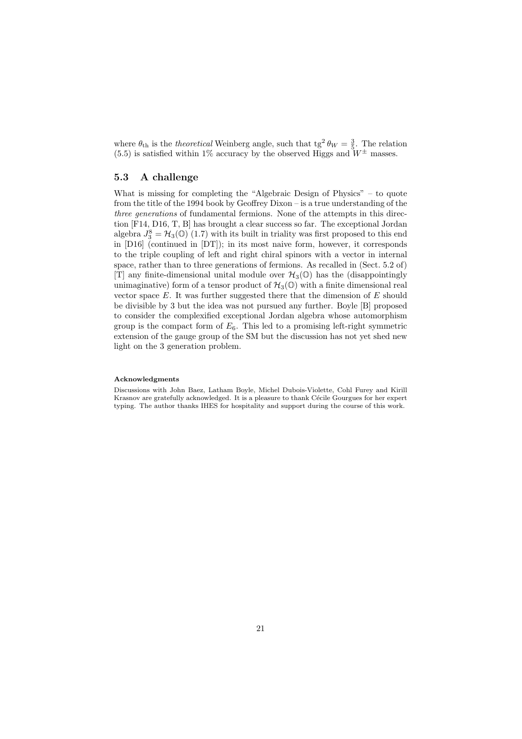where $\theta_{\rm th}$ is the *theoretical* Weinberg angle, such that $\mathrm{tg}^2\,\theta_W = \frac{3}{5}$. The relation (5.5) is satisfied within 1% accuracy by the observed Higgs and $W^{\pm}$ masses.

### 5.3 A challenge

What is missing for completing the "Algebraic Design of Physics" – to quote from the title of the 1994 book by Geoffrey Dixon – is a true understanding of the *three generations* of fundamental fermions. None of the attempts in this direction [F14, D16, T, B] has brought a clear success so far. The exceptional Jordan algebra $J_3^8 = \mathcal{H}_3(\mathbb{O})$ (1.7) with its built in triality was first proposed to this end in [D16] (continued in [DT]); in its most naive form, however, it corresponds to the triple coupling of left and right chiral spinors with a vector in internal space, rather than to three generations of fermions. As recalled in (Sect. 5.2 of) [T] any finite-dimensional unital module over $\mathcal{H}_3(\mathbb{O})$ has the (disappointingly unimaginative) form of a tensor product of $\mathcal{H}_3(\mathbb{O})$ with a finite dimensional real vector space $E$. It was further suggested there that the dimension of $E$ should be divisible by 3 but the idea was not pursued any further. Boyle [B] proposed to consider the complexified exceptional Jordan algebra whose automorphism group is the compact form of $E_6$. This led to a promising left-right symmetric extension of the gauge group of the SM but the discussion has not yet shed new light on the 3 generation problem.

#### Acknowledgments

Discussions with John Baez, Latham Boyle, Michel Dubois-Violette, Cohl Furey and Kirill Krasnov are gratefully acknowledged. It is a pleasure to thank Cécile Gourgues for her expert typing. The author thanks IHES for hospitality and support during the course of this work.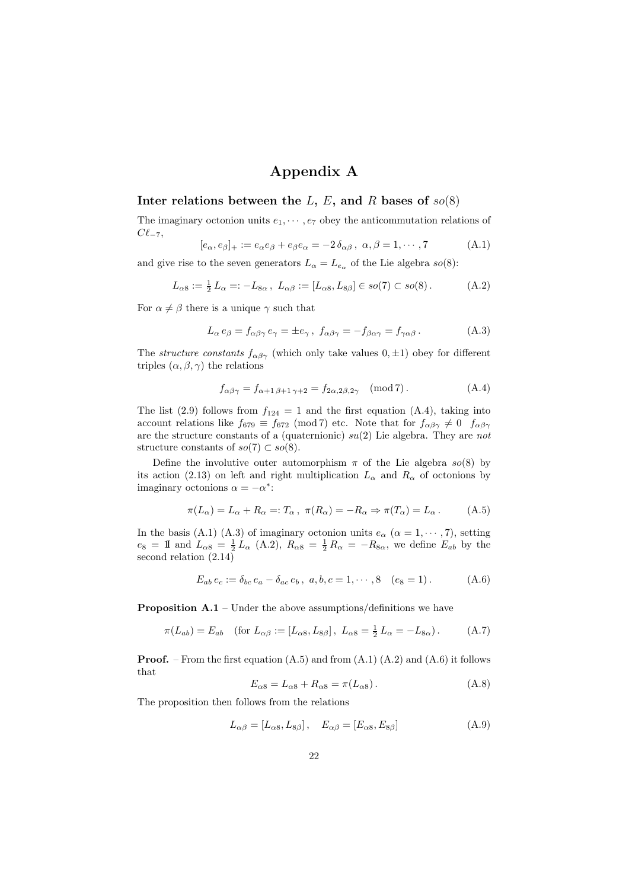# Appendix A

## Inter relations between the $L$, $E$, and $R$ bases of $so(8)$

The imaginary octonion units $e_1, \cdots, e_7$ obey the anticommutation relations of $C\ell_{-7}$,

$$[e_\alpha, e_\beta]_+ := e_\alpha e_\beta + e_\beta e_\alpha = -2\,\delta_{\alpha\beta}\,,\ \alpha, \beta = 1, \cdots, 7 \tag{A.1}$$

and give rise to the seven generators $L_\alpha = L_{e_\alpha}$ of the Lie algebra $so(8)$:

$$L_{\alpha 8} := \tfrac{1}{2}\,L_\alpha =: -L_{8\alpha}\,,\ L_{\alpha\beta} := [L_{\alpha 8}, L_{8\beta}] \in so(7) \subset so(8)\,. \tag{A.2}$$

For $\alpha \neq \beta$ there is a unique $\gamma$ such that

$$L_\alpha\, e_\beta = f_{\alpha\beta\gamma}\, e_\gamma = \pm e_\gamma\,,\ f_{\alpha\beta\gamma} = -f_{\beta\alpha\gamma} = f_{\gamma\alpha\beta}\,. \tag{A.3}$$

The *structure constants* $f_{\alpha\beta\gamma}$ (which only take values $0, \pm 1$) obey for different triples $(\alpha, \beta, \gamma)$ the relations

$$f_{\alpha\beta\gamma} = f_{\alpha+1\,\beta+1\,\gamma+2} = f_{2\alpha, 2\beta, 2\gamma} \pmod 7\,. \tag{A.4}$$

The list (2.9) follows from $f_{124} = 1$ and the first equation (A.4), taking into account relations like $f_{679} \equiv f_{672} \pmod 7$ etc. Note that for $f_{\alpha\beta\gamma} \neq 0 \quad f_{\alpha\beta\gamma}$ are the structure constants of a (quaternionic) $su(2)$ Lie algebra. They are *not* structure constants of $so(7) \subset so(8)$.

Define the involutive outer automorphism $\pi$ of the Lie algebra $so(8)$ by its action (2.13) on left and right multiplication $L_\alpha$ and $R_\alpha$ of octonions by imaginary octonions $\alpha = -\alpha^*$:

$$\pi(L_\alpha) = L_\alpha + R_\alpha =: T_\alpha\,,\ \pi(R_\alpha) = -R_\alpha \Rightarrow \pi(T_\alpha) = L_\alpha\,. \tag{A.5}$$

In the basis (A.1) (A.3) of imaginary octonion units $e_\alpha$ ($\alpha = 1, \cdots, 7$), setting $e_8 = \mathbb{1}$ and $L_{\alpha 8} = \frac{1}{2}\,L_\alpha$ (A.2), $R_{\alpha 8} = \frac{1}{2}\,R_\alpha = -R_{8\alpha}$, we define $E_{ab}$ by the second relation (2.14)

$$E_{ab}\, e_c := \delta_{bc}\, e_a - \delta_{ac}\, e_b\,,\ a, b, c = 1, \cdots, 8 \quad (e_8 = 1)\,. \tag{A.6}$$

**Proposition A.1** – Under the above assumptions/definitions we have

$$\pi(L_{ab}) = E_{ab} \quad (\text{for } L_{\alpha\beta} := [L_{\alpha 8}, L_{8\beta}]\,,\ L_{\alpha 8} = \tfrac{1}{2}\,L_\alpha = -L_{8\alpha})\,. \tag{A.7}$$

**Proof.** – From the first equation (A.5) and from (A.1) (A.2) and (A.6) it follows that

$$E_{\alpha 8} = L_{\alpha 8} + R_{\alpha 8} = \pi(L_{\alpha 8})\,. \tag{A.8}$$

The proposition then follows from the relations

$$L_{\alpha\beta} = [L_{\alpha 8}, L_{8\beta}]\,, \quad E_{\alpha\beta} = [E_{\alpha 8}, E_{8\beta}] \tag{A.9}$$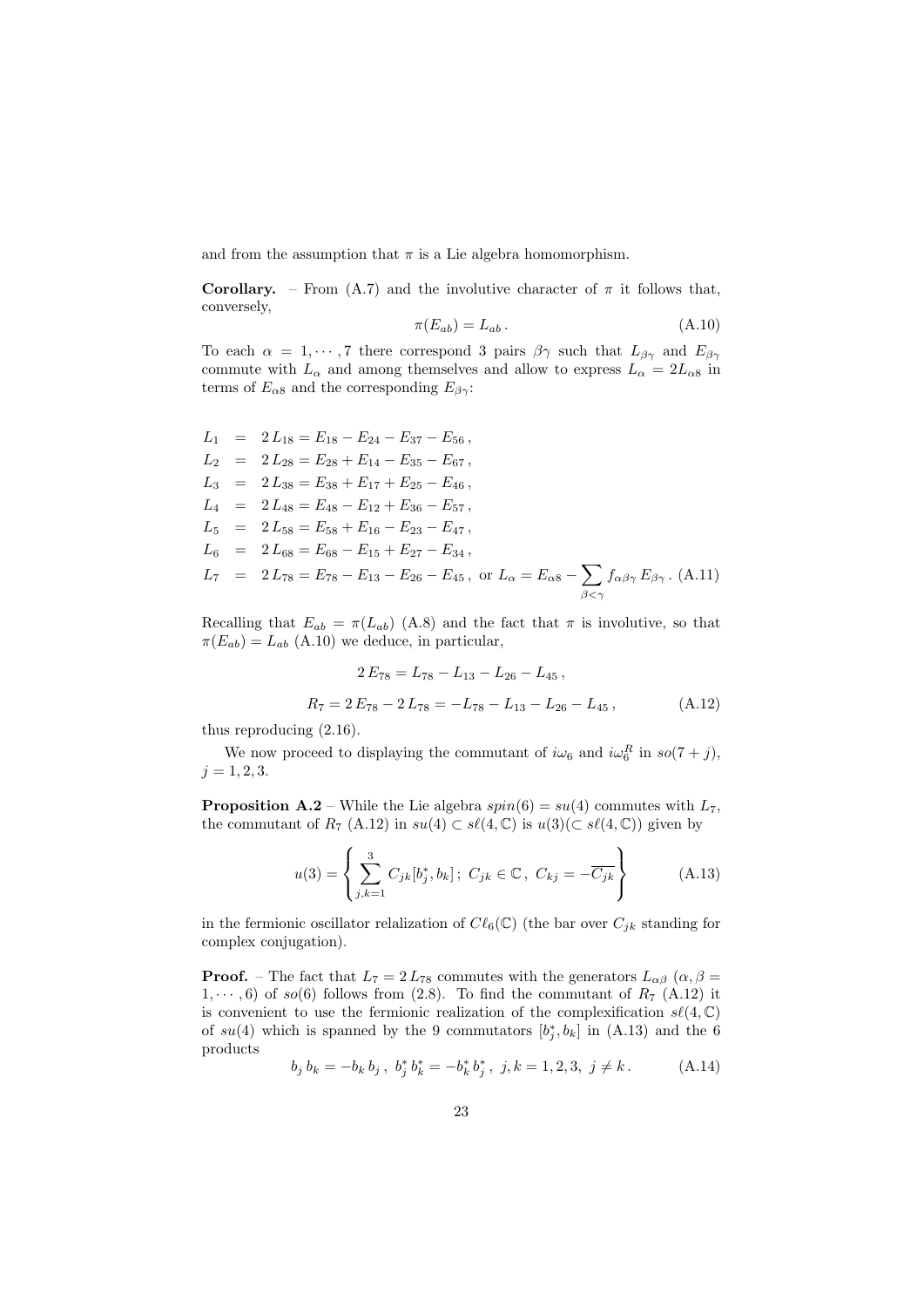and from the assumption that $\pi$ is a Lie algebra homomorphism.

**Corollary.** – From (A.7) and the involutive character of $\pi$ it follows that, conversely,

$$\pi(E_{ab}) = L_{ab} \,. \tag{A.10}$$

To each $\alpha = 1, \cdots, 7$ there correspond 3 pairs $\beta\gamma$ such that $L_{\beta\gamma}$ and $E_{\beta\gamma}$ commute with $L_\alpha$ and among themselves and allow to express $L_\alpha = 2L_{\alpha 8}$ in terms of $E_{\alpha 8}$ and the corresponding $E_{\beta\gamma}$:

$$\begin{aligned}
L_1 &= 2\, L_{18} = E_{18} - E_{24} - E_{37} - E_{56}\,,\\
L_2 &= 2\, L_{28} = E_{28} + E_{14} - E_{35} - E_{67}\,,\\
L_3 &= 2\, L_{38} = E_{38} + E_{17} + E_{25} - E_{46}\,,\\
L_4 &= 2\, L_{48} = E_{48} - E_{12} + E_{36} - E_{57}\,,\\
L_5 &= 2\, L_{58} = E_{58} + E_{16} - E_{23} - E_{47}\,,\\
L_6 &= 2\, L_{68} = E_{68} - E_{15} + E_{27} - E_{34}\,,\\
L_7 &= 2\, L_{78} = E_{78} - E_{13} - E_{26} - E_{45}\,, \text{ or } L_\alpha = E_{\alpha 8} - \sum_{\beta<\gamma} f_{\alpha\beta\gamma}\, E_{\beta\gamma}\,.
\end{aligned} \tag{A.11}$$

Recalling that $E_{ab} = \pi(L_{ab})$ (A.8) and the fact that $\pi$ is involutive, so that $\pi(E_{ab}) = L_{ab}$ (A.10) we deduce, in particular,

$$2\, E_{78} = L_{78} - L_{13} - L_{26} - L_{45}\,,$$

$$R_7 = 2\, E_{78} - 2\, L_{78} = -L_{78} - L_{13} - L_{26} - L_{45}\,, \tag{A.12}$$

thus reproducing (2.16).

We now proceed to displaying the commutant of $i\omega_6$ and $i\omega_6^R$ in $so(7+j)$, $j = 1, 2, 3$.

**Proposition A.2** – While the Lie algebra $spin(6) = su(4)$ commutes with $L_7$, the commutant of $R_7$ (A.12) in $su(4) \subset s\ell(4, \mathbb{C})$ is $u(3) (\subset s\ell(4, \mathbb{C}))$ given by

$$u(3) = \left\{ \sum_{j,k=1}^{3} C_{jk} [b_j^*, b_k]\,;\ C_{jk} \in \mathbb{C}\,,\ C_{kj} = -\overline{C_{jk}} \right\} \tag{A.13}$$

in the fermionic oscillator relalization of $C\ell_6(\mathbb{C})$ (the bar over $C_{jk}$ standing for complex conjugation).

**Proof.** – The fact that $L_7 = 2\, L_{78}$ commutes with the generators $L_{\alpha\beta}$ ($\alpha, \beta = 1, \cdots, 6$) of $so(6)$ follows from (2.8). To find the commutant of $R_7$ (A.12) it is convenient to use the fermionic realization of the complexification $s\ell(4, \mathbb{C})$ of $su(4)$ which is spanned by the 9 commutators $[b_j^*, b_k]$ in (A.13) and the 6 products

$$b_j\, b_k = -b_k\, b_j\,,\ b_j^*\, b_k^* = -b_k^*\, b_j^*\,,\ j, k = 1, 2, 3,\ j \neq k\,. \tag{A.14}$$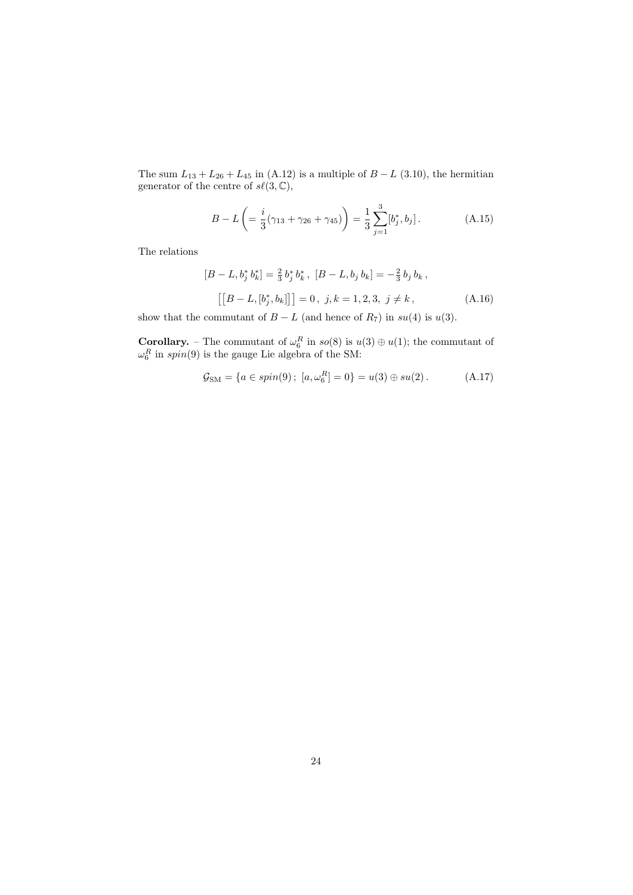The sum $L_{13} + L_{26} + L_{45}$ in (A.12) is a multiple of $B - L$ (3.10), the hermitian generator of the centre of $s\ell(3, \mathbb{C})$,

$$B - L \left( = \frac{i}{3}(\gamma_{13} + \gamma_{26} + \gamma_{45}) \right) = \frac{1}{3} \sum_{j=1}^{3} [b_j^*, b_j] \, . \tag{A.15}$$

The relations

$$[B - L, b_j^* \, b_k^*] = \tfrac{2}{3} \, b_j^* \, b_k^* \, , \; [B - L, b_j \, b_k] = -\tfrac{2}{3} \, b_j \, b_k \, ,$$
$$\big[ [B - L, [b_j^*, b_k]] \big] = 0 \, , \; j, k = 1, 2, 3, \; j \neq k \, , \tag{A.16}$$

show that the commutant of $B - L$ (and hence of $R_7$) in $su(4)$ is $u(3)$.

**Corollary.** – The commutant of $\omega_6^R$ in $so(8)$ is $u(3) \oplus u(1)$; the commutant of $\omega_6^R$ in $spin(9)$ is the gauge Lie algebra of the SM:

$$\mathcal{G}_{\mathrm{SM}} = \{ a \in spin(9) \, ; \; [a, \omega_6^R] = 0 \} = u(3) \oplus su(2) \, . \tag{A.17}$$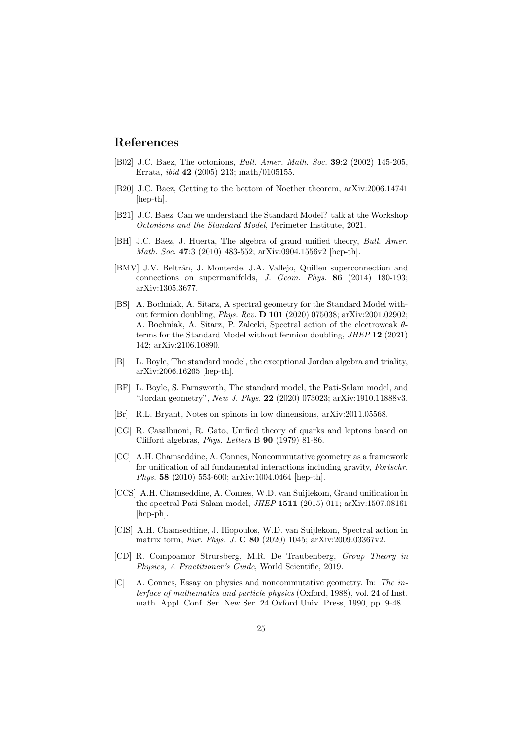## References

[B02] J.C. Baez, The octonions, *Bull. Amer. Math. Soc.* **39**:2 (2002) 145-205, Errata, *ibid* **42** (2005) 213; math/0105155.

[B20] J.C. Baez, Getting to the bottom of Noether theorem, arXiv:2006.14741 [hep-th].

[B21] J.C. Baez, Can we understand the Standard Model? talk at the Workshop *Octonions and the Standard Model*, Perimeter Institute, 2021.

[BH] J.C. Baez, J. Huerta, The algebra of grand unified theory, *Bull. Amer. Math. Soc.* **47**:3 (2010) 483-552; arXiv:0904.1556v2 [hep-th].

[BMV] J.V. Beltrán, J. Monterde, J.A. Vallejo, Quillen superconnection and connections on supermanifolds, *J. Geom. Phys.* **86** (2014) 180-193; arXiv:1305.3677.

[BS] A. Bochniak, A. Sitarz, A spectral geometry for the Standard Model without fermion doubling, *Phys. Rev.* **D 101** (2020) 075038; arXiv:2001.02902; A. Bochniak, A. Sitarz, P. Zalecki, Spectral action of the electroweak $\theta$-terms for the Standard Model without fermion doubling, *JHEP* **12** (2021) 142; arXiv:2106.10890.

[B] L. Boyle, The standard model, the exceptional Jordan algebra and triality, arXiv:2006.16265 [hep-th].

[BF] L. Boyle, S. Farnsworth, The standard model, the Pati-Salam model, and "Jordan geometry", *New J. Phys.* **22** (2020) 073023; arXiv:1910.11888v3.

[Br] R.L. Bryant, Notes on spinors in low dimensions, arXiv:2011.05568.

[CG] R. Casalbuoni, R. Gato, Unified theory of quarks and leptons based on Clifford algebras, *Phys. Letters* B **90** (1979) 81-86.

[CC] A.H. Chamseddine, A. Connes, Noncommutative geometry as a framework for unification of all fundamental interactions including gravity, *Fortschr. Phys.* **58** (2010) 553-600; arXiv:1004.0464 [hep-th].

[CCS] A.H. Chamseddine, A. Connes, W.D. van Suijlekom, Grand unification in the spectral Pati-Salam model, *JHEP* **1511** (2015) 011; arXiv:1507.08161 [hep-ph].

[CIS] A.H. Chamseddine, J. Iliopoulos, W.D. van Suijlekom, Spectral action in matrix form, *Eur. Phys. J.* **C 80** (2020) 1045; arXiv:2009.03367v2.

[CD] R. Compoamor Strursberg, M.R. De Traubenberg, *Group Theory in Physics, A Practitioner's Guide*, World Scientific, 2019.

[C] A. Connes, Essay on physics and noncommutative geometry. In: *The interface of mathematics and particle physics* (Oxford, 1988), vol. 24 of Inst. math. Appl. Conf. Ser. New Ser. 24 Oxford Univ. Press, 1990, pp. 9-48.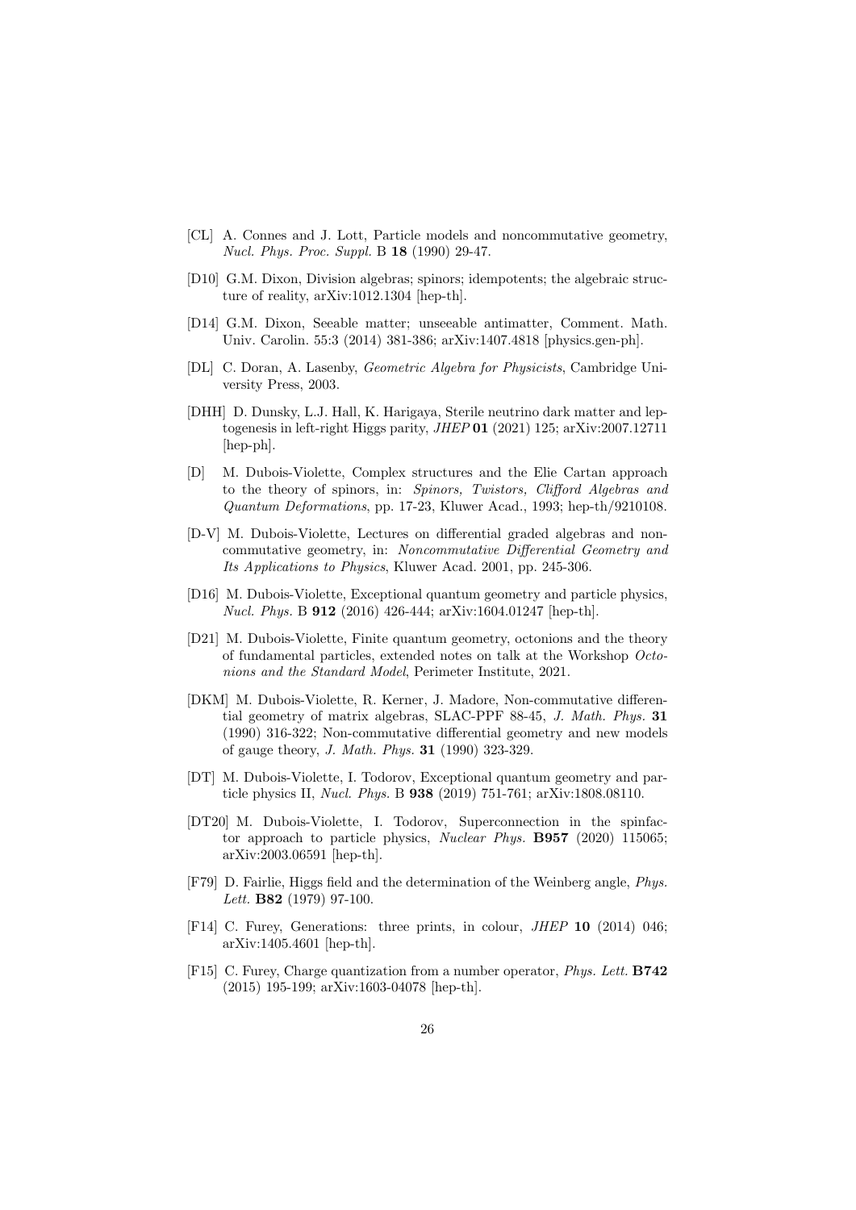[CL] A. Connes and J. Lott, Particle models and noncommutative geometry, *Nucl. Phys. Proc. Suppl.* B **18** (1990) 29-47.

[D10] G.M. Dixon, Division algebras; spinors; idempotents; the algebraic structure of reality, arXiv:1012.1304 [hep-th].

[D14] G.M. Dixon, Seeable matter; unseeable antimatter, Comment. Math. Univ. Carolin. 55:3 (2014) 381-386; arXiv:1407.4818 [physics.gen-ph].

[DL] C. Doran, A. Lasenby, *Geometric Algebra for Physicists*, Cambridge University Press, 2003.

[DHH] D. Dunsky, L.J. Hall, K. Harigaya, Sterile neutrino dark matter and leptogenesis in left-right Higgs parity, *JHEP* **01** (2021) 125; arXiv:2007.12711 [hep-ph].

[D] M. Dubois-Violette, Complex structures and the Elie Cartan approach to the theory of spinors, in: *Spinors, Twistors, Clifford Algebras and Quantum Deformations*, pp. 17-23, Kluwer Acad., 1993; hep-th/9210108.

[D-V] M. Dubois-Violette, Lectures on differential graded algebras and noncommutative geometry, in: *Noncommutative Differential Geometry and Its Applications to Physics*, Kluwer Acad. 2001, pp. 245-306.

[D16] M. Dubois-Violette, Exceptional quantum geometry and particle physics, *Nucl. Phys.* B **912** (2016) 426-444; arXiv:1604.01247 [hep-th].

[D21] M. Dubois-Violette, Finite quantum geometry, octonions and the theory of fundamental particles, extended notes on talk at the Workshop *Octonions and the Standard Model*, Perimeter Institute, 2021.

[DKM] M. Dubois-Violette, R. Kerner, J. Madore, Non-commutative differential geometry of matrix algebras, SLAC-PPF 88-45, *J. Math. Phys.* **31** (1990) 316-322; Non-commutative differential geometry and new models of gauge theory, *J. Math. Phys.* **31** (1990) 323-329.

[DT] M. Dubois-Violette, I. Todorov, Exceptional quantum geometry and particle physics II, *Nucl. Phys.* B **938** (2019) 751-761; arXiv:1808.08110.

[DT20] M. Dubois-Violette, I. Todorov, Superconnection in the spinfactor approach to particle physics, *Nuclear Phys.* **B957** (2020) 115065; arXiv:2003.06591 [hep-th].

[F79] D. Fairlie, Higgs field and the determination of the Weinberg angle, *Phys. Lett.* **B82** (1979) 97-100.

[F14] C. Furey, Generations: three prints, in colour, *JHEP* **10** (2014) 046; arXiv:1405.4601 [hep-th].

[F15] C. Furey, Charge quantization from a number operator, *Phys. Lett.* **B742** (2015) 195-199; arXiv:1603-04078 [hep-th].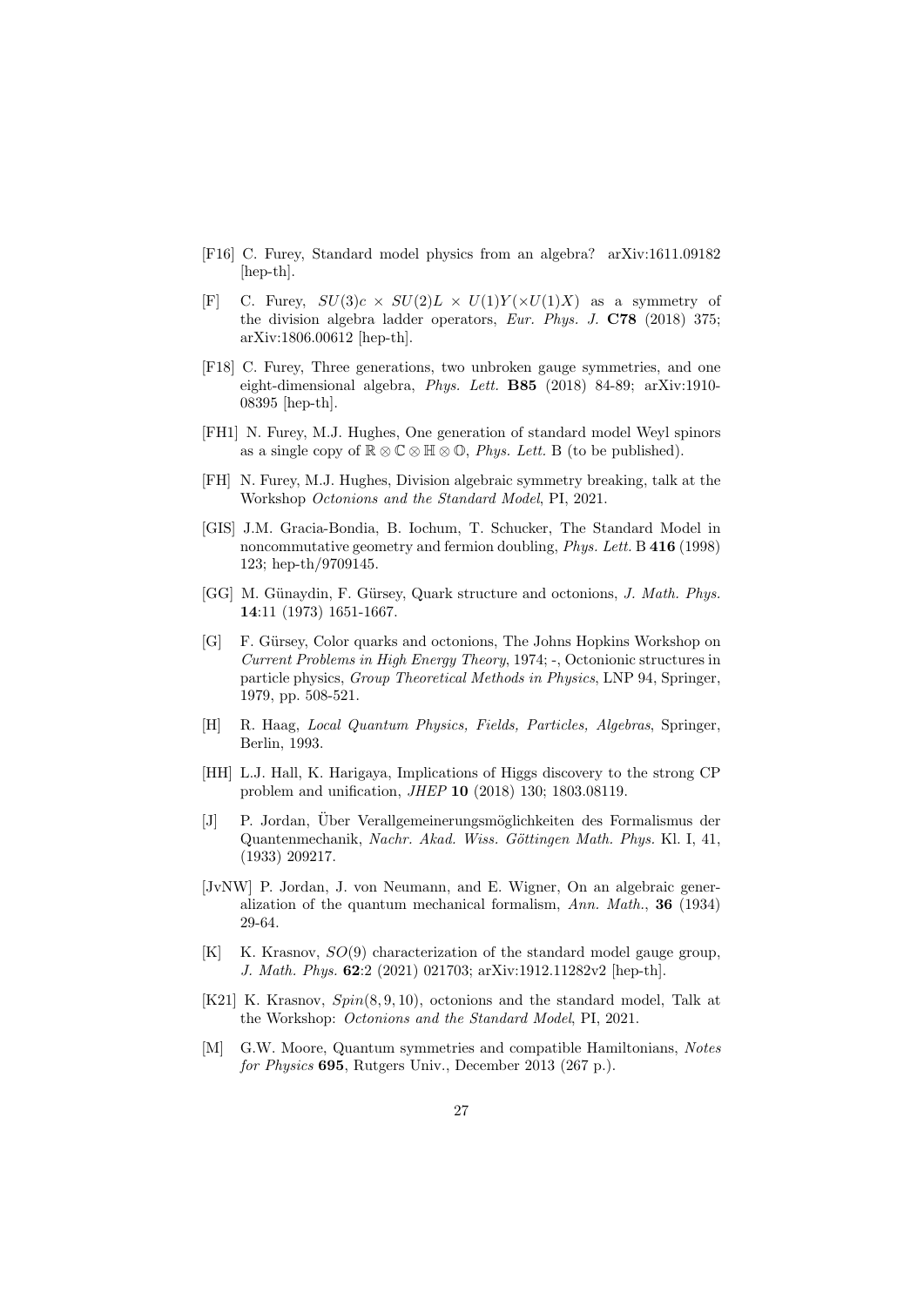[F16] C. Furey, Standard model physics from an algebra? arXiv:1611.09182 [hep-th].

[F] C. Furey, $SU(3)c \times SU(2)L \times U(1)Y(\times U(1)X)$ as a symmetry of the division algebra ladder operators, *Eur. Phys. J.* **C78** (2018) 375; arXiv:1806.00612 [hep-th].

[F18] C. Furey, Three generations, two unbroken gauge symmetries, and one eight-dimensional algebra, *Phys. Lett.* **B85** (2018) 84-89; arXiv:1910-08395 [hep-th].

[FH1] N. Furey, M.J. Hughes, One generation of standard model Weyl spinors as a single copy of $\mathbb{R} \otimes \mathbb{C} \otimes \mathbb{H} \otimes \mathbb{O}$, *Phys. Lett.* B (to be published).

[FH] N. Furey, M.J. Hughes, Division algebraic symmetry breaking, talk at the Workshop *Octonions and the Standard Model*, PI, 2021.

[GIS] J.M. Gracia-Bondia, B. Iochum, T. Schucker, The Standard Model in noncommutative geometry and fermion doubling, *Phys. Lett.* B **416** (1998) 123; hep-th/9709145.

[GG] M. Günaydin, F. Gürsey, Quark structure and octonions, *J. Math. Phys.* **14**:11 (1973) 1651-1667.

[G] F. Gürsey, Color quarks and octonions, The Johns Hopkins Workshop on *Current Problems in High Energy Theory*, 1974; -, Octonionic structures in particle physics, *Group Theoretical Methods in Physics*, LNP 94, Springer, 1979, pp. 508-521.

[H] R. Haag, *Local Quantum Physics, Fields, Particles, Algebras*, Springer, Berlin, 1993.

[HH] L.J. Hall, K. Harigaya, Implications of Higgs discovery to the strong CP problem and unification, *JHEP* **10** (2018) 130; 1803.08119.

[J] P. Jordan, Über Verallgemeinerungsmöglichkeiten des Formalismus der Quantenmechanik, *Nachr. Akad. Wiss. Göttingen Math. Phys.* Kl. I, 41, (1933) 209217.

[JvNW] P. Jordan, J. von Neumann, and E. Wigner, On an algebraic generalization of the quantum mechanical formalism, *Ann. Math.*, **36** (1934) 29-64.

[K] K. Krasnov, $SO(9)$ characterization of the standard model gauge group, *J. Math. Phys.* **62**:2 (2021) 021703; arXiv:1912.11282v2 [hep-th].

[K21] K. Krasnov, $Spin(8,9,10)$, octonions and the standard model, Talk at the Workshop: *Octonions and the Standard Model*, PI, 2021.

[M] G.W. Moore, Quantum symmetries and compatible Hamiltonians, *Notes for Physics* **695**, Rutgers Univ., December 2013 (267 p.).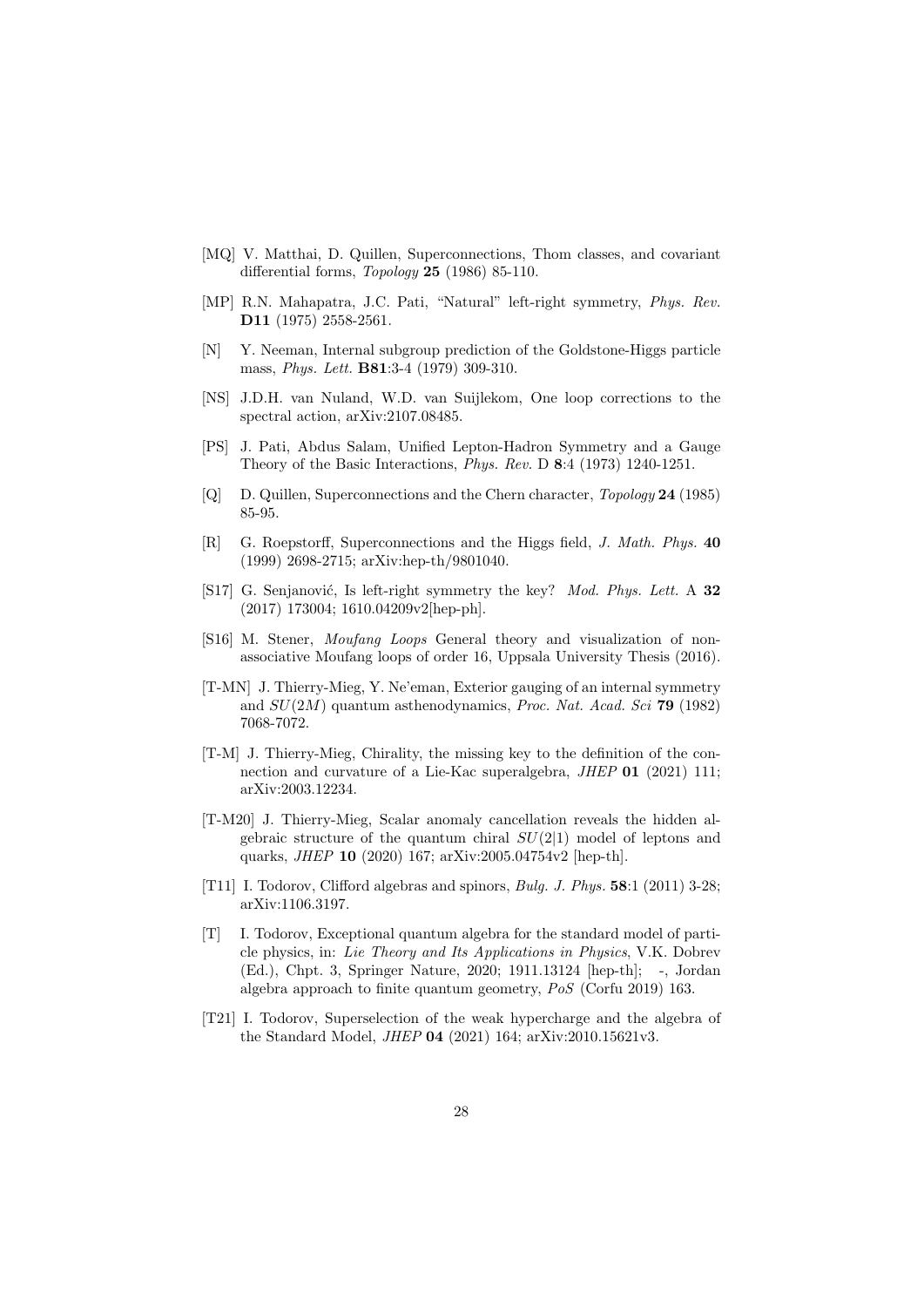[MQ] V. Matthai, D. Quillen, Superconnections, Thom classes, and covariant differential forms, *Topology* **25** (1986) 85-110.

[MP] R.N. Mahapatra, J.C. Pati, "Natural" left-right symmetry, *Phys. Rev.* **D11** (1975) 2558-2561.

[N] Y. Neeman, Internal subgroup prediction of the Goldstone-Higgs particle mass, *Phys. Lett.* **B81**:3-4 (1979) 309-310.

[NS] J.D.H. van Nuland, W.D. van Suijlekom, One loop corrections to the spectral action, arXiv:2107.08485.

[PS] J. Pati, Abdus Salam, Unified Lepton-Hadron Symmetry and a Gauge Theory of the Basic Interactions, *Phys. Rev.* D **8**:4 (1973) 1240-1251.

[Q] D. Quillen, Superconnections and the Chern character, *Topology* **24** (1985) 85-95.

[R] G. Roepstorff, Superconnections and the Higgs field, *J. Math. Phys.* **40** (1999) 2698-2715; arXiv:hep-th/9801040.

[S17] G. Senjanović, Is left-right symmetry the key? *Mod. Phys. Lett.* A **32** (2017) 173004; 1610.04209v2[hep-ph].

[S16] M. Stener, *Moufang Loops* General theory and visualization of non-associative Moufang loops of order 16, Uppsala University Thesis (2016).

[T-MN] J. Thierry-Mieg, Y. Ne'eman, Exterior gauging of an internal symmetry and $SU(2M)$ quantum asthenodynamics, *Proc. Nat. Acad. Sci* **79** (1982) 7068-7072.

[T-M] J. Thierry-Mieg, Chirality, the missing key to the definition of the connection and curvature of a Lie-Kac superalgebra, *JHEP* **01** (2021) 111; arXiv:2003.12234.

[T-M20] J. Thierry-Mieg, Scalar anomaly cancellation reveals the hidden algebraic structure of the quantum chiral $SU(2|1)$ model of leptons and quarks, *JHEP* **10** (2020) 167; arXiv:2005.04754v2 [hep-th].

[T11] I. Todorov, Clifford algebras and spinors, *Bulg. J. Phys.* **58**:1 (2011) 3-28; arXiv:1106.3197.

[T] I. Todorov, Exceptional quantum algebra for the standard model of particle physics, in: *Lie Theory and Its Applications in Physics*, V.K. Dobrev (Ed.), Chpt. 3, Springer Nature, 2020; 1911.13124 [hep-th]; -, Jordan algebra approach to finite quantum geometry, *PoS* (Corfu 2019) 163.

[T21] I. Todorov, Superselection of the weak hypercharge and the algebra of the Standard Model, *JHEP* **04** (2021) 164; arXiv:2010.15621v3.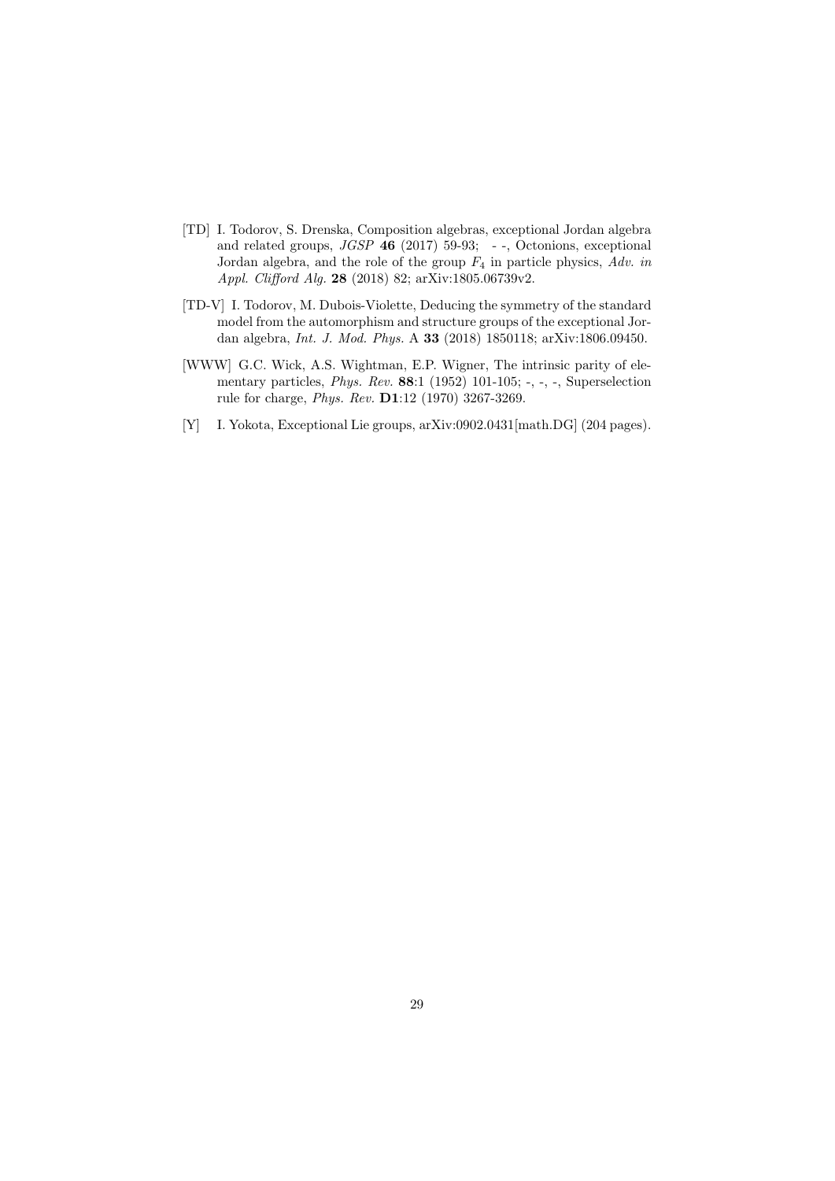- [TD] I. Todorov, S. Drenska, Composition algebras, exceptional Jordan algebra and related groups, *JGSP* **46** (2017) 59-93; - -, Octonions, exceptional Jordan algebra, and the role of the group $F_4$ in particle physics, *Adv. in Appl. Clifford Alg.* **28** (2018) 82; arXiv:1805.06739v2.

- [TD-V] I. Todorov, M. Dubois-Violette, Deducing the symmetry of the standard model from the automorphism and structure groups of the exceptional Jordan algebra, *Int. J. Mod. Phys.* A **33** (2018) 1850118; arXiv:1806.09450.

- [WWW] G.C. Wick, A.S. Wightman, E.P. Wigner, The intrinsic parity of elementary particles, *Phys. Rev.* **88**:1 (1952) 101-105; -, -, -, Superselection rule for charge, *Phys. Rev.* **D1**:12 (1970) 3267-3269.

- [Y] I. Yokota, Exceptional Lie groups, arXiv:0902.0431[math.DG] (204 pages).